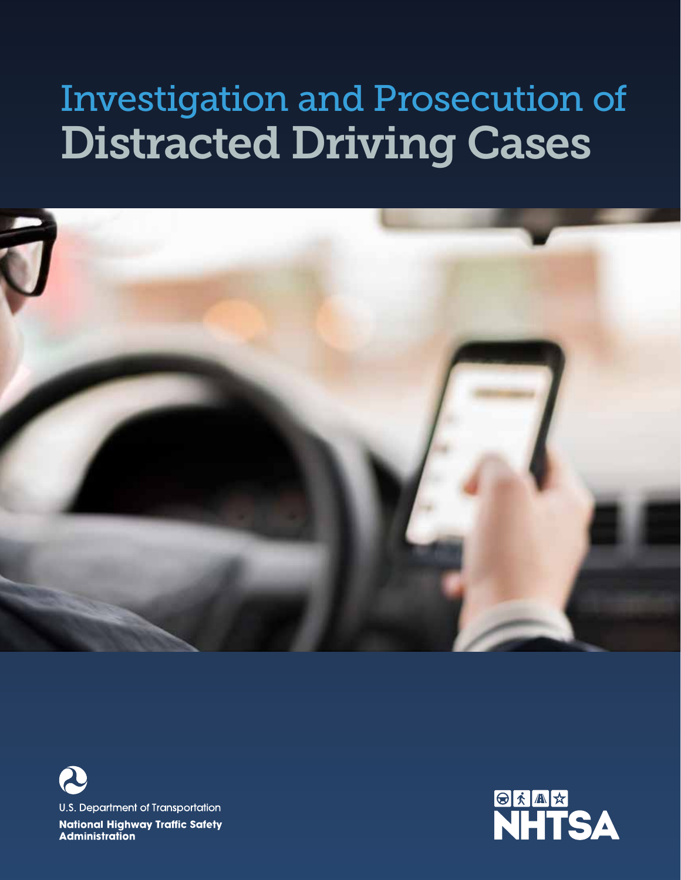# Investigation and Prosecution of Distracted Driving Cases

U.S. Department of Transportation

**National Highway Traffic Safety Administration**

NHTSA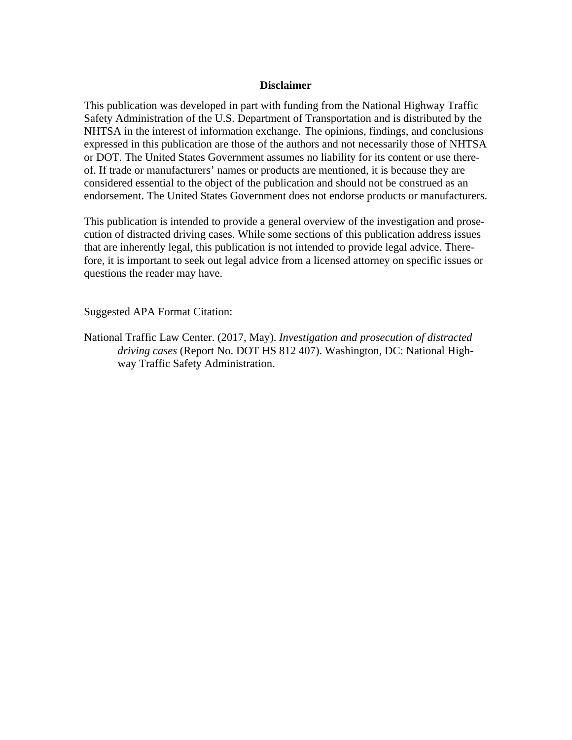## Disclaimer

This publication was developed in part with funding from the National Highway Traffic Safety Administration of the U.S. Department of Transportation and is distributed by the NHTSA in the interest of information exchange. The opinions, findings, and conclusions expressed in this publication are those of the authors and not necessarily those of NHTSA or DOT. The United States Government assumes no liability for its content or use thereof. If trade or manufacturers' names or products are mentioned, it is because they are considered essential to the object of the publication and should not be construed as an endorsement. The United States Government does not endorse products or manufacturers.

This publication is intended to provide a general overview of the investigation and prosecution of distracted driving cases. While some sections of this publication address issues that are inherently legal, this publication is not intended to provide legal advice. Therefore, it is important to seek out legal advice from a licensed attorney on specific issues or questions the reader may have.

Suggested APA Format Citation:

National Traffic Law Center. (2017, May). *Investigation and prosecution of distracted driving cases* (Report No. DOT HS 812 407). Washington, DC: National Highway Traffic Safety Administration.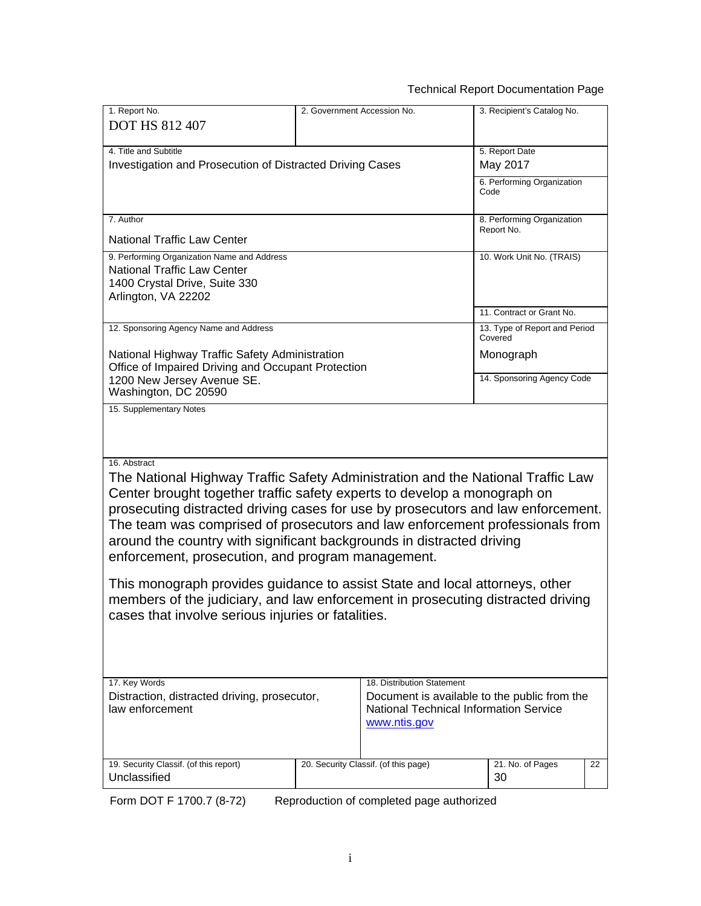Technical Report Documentation Page

| 1. Report No.<br>DOT HS 812 407 | 2. Government Accession No. | 3. Recipient's Catalog No. |
|---|---|---|
| 4. Title and Subtitle<br>Investigation and Prosecution of Distracted Driving Cases | | 5. Report Date<br>May 2017 |
| | | 6. Performing Organization Code |
| 7. Author<br>National Traffic Law Center | | 8. Performing Organization Report No. |
| 9. Performing Organization Name and Address<br>National Traffic Law Center<br>1400 Crystal Drive, Suite 330<br>Arlington, VA 22202 | | 10. Work Unit No. (TRAIS) |
| | | 11. Contract or Grant No. |
| 12. Sponsoring Agency Name and Address<br>National Highway Traffic Safety Administration<br>Office of Impaired Driving and Occupant Protection<br>1200 New Jersey Avenue SE.<br>Washington, DC 20590 | | 13. Type of Report and Period Covered<br>Monograph |
| | | 14. Sponsoring Agency Code |

15. Supplementary Notes

16. Abstract

The National Highway Traffic Safety Administration and the National Traffic Law Center brought together traffic safety experts to develop a monograph on prosecuting distracted driving cases for use by prosecutors and law enforcement. The team was comprised of prosecutors and law enforcement professionals from around the country with significant backgrounds in distracted driving enforcement, prosecution, and program management.

This monograph provides guidance to assist State and local attorneys, other members of the judiciary, and law enforcement in prosecuting distracted driving cases that involve serious injuries or fatalities.

| 17. Key Words<br>Distraction, distracted driving, prosecutor, law enforcement | 18. Distribution Statement<br>Document is available to the public from the National Technical Information Service www.ntis.gov | | |
|---|---|---|---|
| 19. Security Classif. (of this report)<br>Unclassified | 20. Security Classif. (of this page) | 21. No. of Pages<br>30 | 22 |

Form DOT F 1700.7 (8-72)    Reproduction of completed page authorized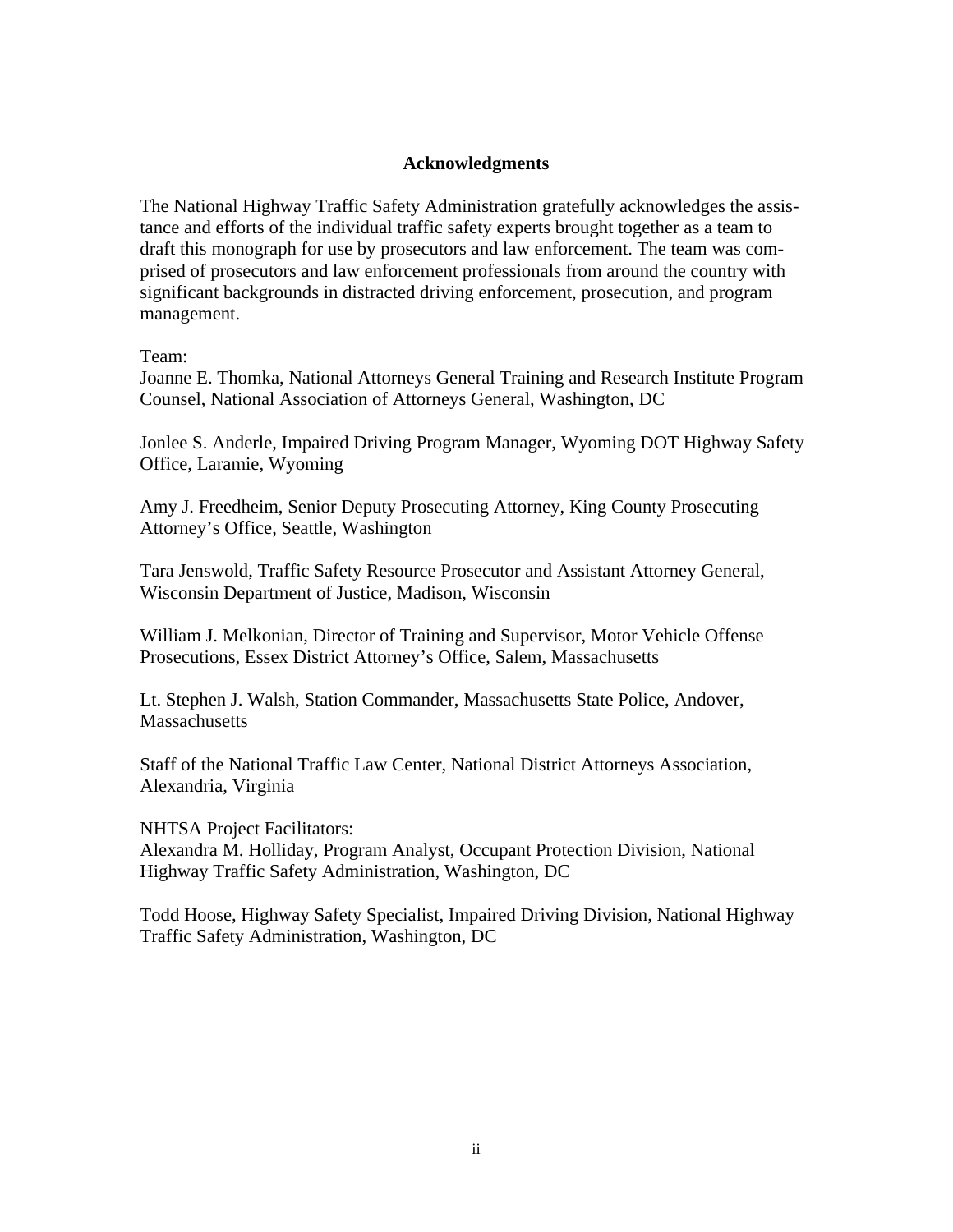## Acknowledgments

The National Highway Traffic Safety Administration gratefully acknowledges the assistance and efforts of the individual traffic safety experts brought together as a team to draft this monograph for use by prosecutors and law enforcement. The team was comprised of prosecutors and law enforcement professionals from around the country with significant backgrounds in distracted driving enforcement, prosecution, and program management.

Team:
Joanne E. Thomka, National Attorneys General Training and Research Institute Program Counsel, National Association of Attorneys General, Washington, DC

Jonlee S. Anderle, Impaired Driving Program Manager, Wyoming DOT Highway Safety Office, Laramie, Wyoming

Amy J. Freedheim, Senior Deputy Prosecuting Attorney, King County Prosecuting Attorney's Office, Seattle, Washington

Tara Jenswold, Traffic Safety Resource Prosecutor and Assistant Attorney General, Wisconsin Department of Justice, Madison, Wisconsin

William J. Melkonian, Director of Training and Supervisor, Motor Vehicle Offense Prosecutions, Essex District Attorney's Office, Salem, Massachusetts

Lt. Stephen J. Walsh, Station Commander, Massachusetts State Police, Andover, Massachusetts

Staff of the National Traffic Law Center, National District Attorneys Association, Alexandria, Virginia

NHTSA Project Facilitators:
Alexandra M. Holliday, Program Analyst, Occupant Protection Division, National Highway Traffic Safety Administration, Washington, DC

Todd Hoose, Highway Safety Specialist, Impaired Driving Division, National Highway Traffic Safety Administration, Washington, DC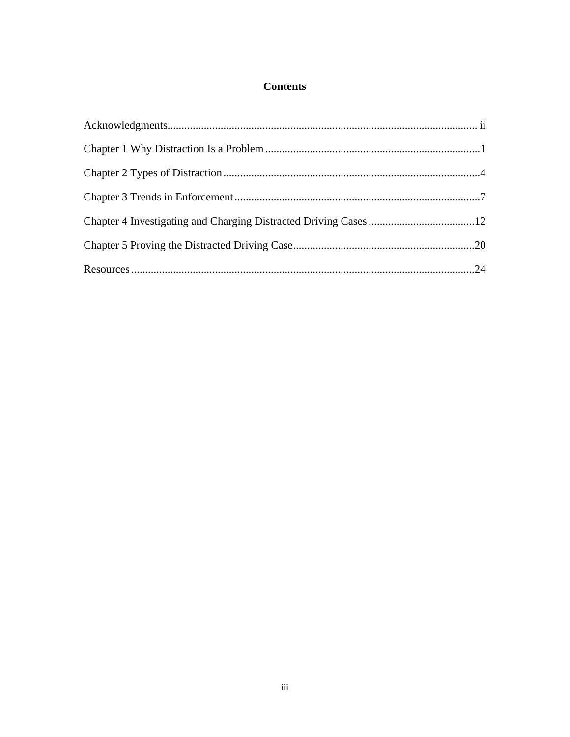# Contents

Acknowledgments.............................................................................................................. ii

Chapter 1 Why Distraction Is a Problem.............................................................................1

Chapter 2 Types of Distraction...........................................................................................4

Chapter 3 Trends in Enforcement........................................................................................7

Chapter 4 Investigating and Charging Distracted Driving Cases......................................12

Chapter 5 Proving the Distracted Driving Case.................................................................20

Resources..........................................................................................................................24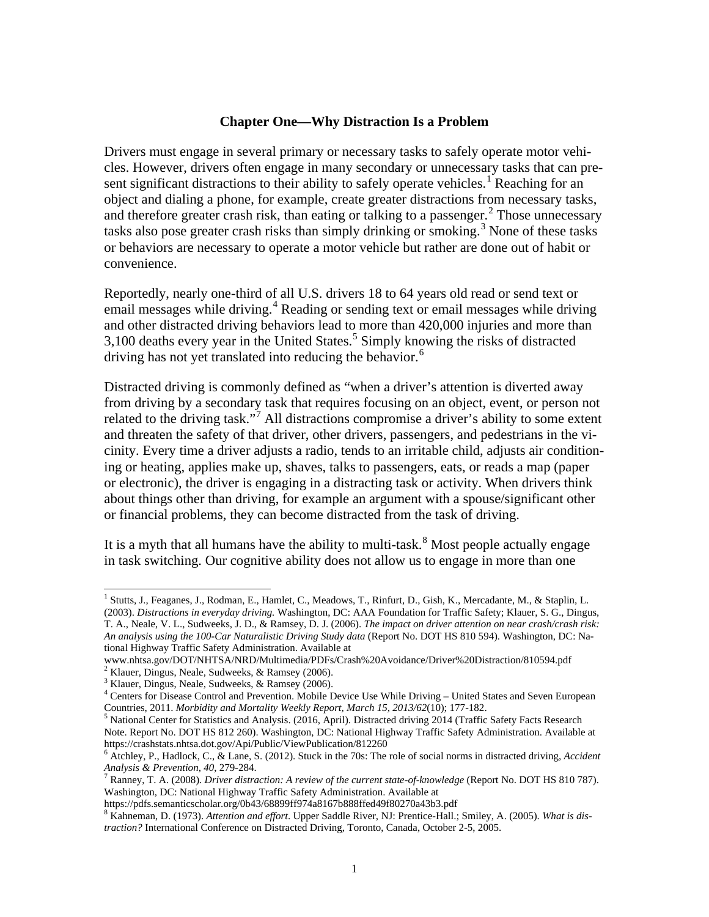## Chapter One—Why Distraction Is a Problem

Drivers must engage in several primary or necessary tasks to safely operate motor vehicles. However, drivers often engage in many secondary or unnecessary tasks that can present significant distractions to their ability to safely operate vehicles.[1] Reaching for an object and dialing a phone, for example, create greater distractions from necessary tasks, and therefore greater crash risk, than eating or talking to a passenger.[2] Those unnecessary tasks also pose greater crash risks than simply drinking or smoking.[3] None of these tasks or behaviors are necessary to operate a motor vehicle but rather are done out of habit or convenience.

Reportedly, nearly one-third of all U.S. drivers 18 to 64 years old read or send text or email messages while driving.[4] Reading or sending text or email messages while driving and other distracted driving behaviors lead to more than 420,000 injuries and more than 3,100 deaths every year in the United States.[5] Simply knowing the risks of distracted driving has not yet translated into reducing the behavior.[6]

Distracted driving is commonly defined as "when a driver's attention is diverted away from driving by a secondary task that requires focusing on an object, event, or person not related to the driving task."[7] All distractions compromise a driver's ability to some extent and threaten the safety of that driver, other drivers, passengers, and pedestrians in the vicinity. Every time a driver adjusts a radio, tends to an irritable child, adjusts air conditioning or heating, applies make up, shaves, talks to passengers, eats, or reads a map (paper or electronic), the driver is engaging in a distracting task or activity. When drivers think about things other than driving, for example an argument with a spouse/significant other or financial problems, they can become distracted from the task of driving.

It is a myth that all humans have the ability to multi-task.[8] Most people actually engage in task switching. Our cognitive ability does not allow us to engage in more than one

---

[1] Stutts, J., Feaganes, J., Rodman, E., Hamlet, C., Meadows, T., Rinfurt, D., Gish, K., Mercadante, M., & Staplin, L. (2003). *Distractions in everyday driving.* Washington, DC: AAA Foundation for Traffic Safety; Klauer, S. G., Dingus, T. A., Neale, V. L., Sudweeks, J. D., & Ramsey, D. J. (2006). *The impact on driver attention on near crash/crash risk: An analysis using the 100-Car Naturalistic Driving Study data* (Report No. DOT HS 810 594). Washington, DC: National Highway Traffic Safety Administration. Available at www.nhtsa.gov/DOT/NHTSA/NRD/Multimedia/PDFs/Crash%20Avoidance/Driver%20Distraction/810594.pdf

[2] Klauer, Dingus, Neale, Sudweeks, & Ramsey (2006).

[3] Klauer, Dingus, Neale, Sudweeks, & Ramsey (2006).

[4] Centers for Disease Control and Prevention. Mobile Device Use While Driving – United States and Seven European Countries, 2011. *Morbidity and Mortality Weekly Report, March 15, 2013/62*(10); 177-182.

[5] National Center for Statistics and Analysis. (2016, April). Distracted driving 2014 (Traffic Safety Facts Research Note. Report No. DOT HS 812 260). Washington, DC: National Highway Traffic Safety Administration. Available at https://crashstats.nhtsa.dot.gov/Api/Public/ViewPublication/812260

[6] Atchley, P., Hadlock, C., & Lane, S. (2012). Stuck in the 70s: The role of social norms in distracted driving, *Accident Analysis & Prevention, 40*, 279-284.

[7] Ranney, T. A. (2008). *Driver distraction: A review of the current state-of-knowledge* (Report No. DOT HS 810 787). Washington, DC: National Highway Traffic Safety Administration. Available at https://pdfs.semanticscholar.org/0b43/68899ff974a8167b888ffed49f80270a43b3.pdf

[8] Kahneman, D. (1973). *Attention and effort*. Upper Saddle River, NJ: Prentice-Hall.; Smiley, A. (2005). *What is distraction?* International Conference on Distracted Driving, Toronto, Canada, October 2-5, 2005.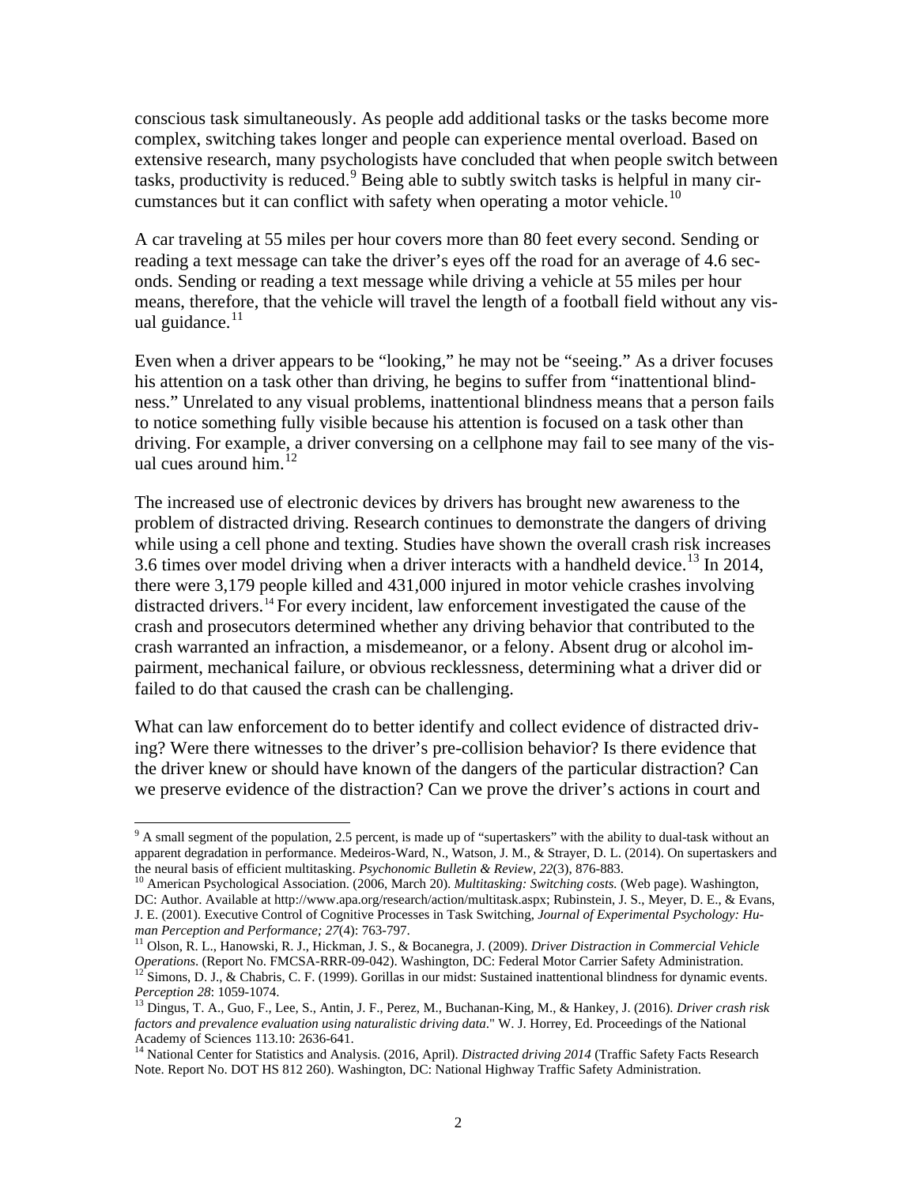conscious task simultaneously. As people add additional tasks or the tasks become more complex, switching takes longer and people can experience mental overload. Based on extensive research, many psychologists have concluded that when people switch between tasks, productivity is reduced.[9] Being able to subtly switch tasks is helpful in many circumstances but it can conflict with safety when operating a motor vehicle.[10]

A car traveling at 55 miles per hour covers more than 80 feet every second. Sending or reading a text message can take the driver's eyes off the road for an average of 4.6 seconds. Sending or reading a text message while driving a vehicle at 55 miles per hour means, therefore, that the vehicle will travel the length of a football field without any visual guidance.[11]

Even when a driver appears to be "looking," he may not be "seeing." As a driver focuses his attention on a task other than driving, he begins to suffer from "inattentional blindness." Unrelated to any visual problems, inattentional blindness means that a person fails to notice something fully visible because his attention is focused on a task other than driving. For example, a driver conversing on a cellphone may fail to see many of the visual cues around him.[12]

The increased use of electronic devices by drivers has brought new awareness to the problem of distracted driving. Research continues to demonstrate the dangers of driving while using a cell phone and texting. Studies have shown the overall crash risk increases 3.6 times over model driving when a driver interacts with a handheld device.[13] In 2014, there were 3,179 people killed and 431,000 injured in motor vehicle crashes involving distracted drivers.[14] For every incident, law enforcement investigated the cause of the crash and prosecutors determined whether any driving behavior that contributed to the crash warranted an infraction, a misdemeanor, or a felony. Absent drug or alcohol impairment, mechanical failure, or obvious recklessness, determining what a driver did or failed to do that caused the crash can be challenging.

What can law enforcement do to better identify and collect evidence of distracted driving? Were there witnesses to the driver's pre-collision behavior? Is there evidence that the driver knew or should have known of the dangers of the particular distraction? Can we preserve evidence of the distraction? Can we prove the driver's actions in court and

---

[9] A small segment of the population, 2.5 percent, is made up of "supertaskers" with the ability to dual-task without an apparent degradation in performance. Medeiros-Ward, N., Watson, J. M., & Strayer, D. L. (2014). On supertaskers and the neural basis of efficient multitasking. *Psychonomic Bulletin & Review, 22*(3), 876-883.

[10] American Psychological Association. (2006, March 20). *Multitasking: Switching costs.* (Web page). Washington, DC: Author. Available at http://www.apa.org/research/action/multitask.aspx; Rubinstein, J. S., Meyer, D. E., & Evans, J. E. (2001). Executive Control of Cognitive Processes in Task Switching, *Journal of Experimental Psychology: Human Perception and Performance; 27*(4): 763-797.

[11] Olson, R. L., Hanowski, R. J., Hickman, J. S., & Bocanegra, J. (2009). *Driver Distraction in Commercial Vehicle Operations*. (Report No. FMCSA-RRR-09-042). Washington, DC: Federal Motor Carrier Safety Administration.

[12] Simons, D. J., & Chabris, C. F. (1999). Gorillas in our midst: Sustained inattentional blindness for dynamic events. *Perception 28*: 1059-1074.

[13] Dingus, T. A., Guo, F., Lee, S., Antin, J. F., Perez, M., Buchanan-King, M., & Hankey, J. (2016). *Driver crash risk factors and prevalence evaluation using naturalistic driving data*." W. J. Horrey, Ed. Proceedings of the National Academy of Sciences 113.10: 2636-641.

[14] National Center for Statistics and Analysis. (2016, April). *Distracted driving 2014* (Traffic Safety Facts Research Note. Report No. DOT HS 812 260). Washington, DC: National Highway Traffic Safety Administration.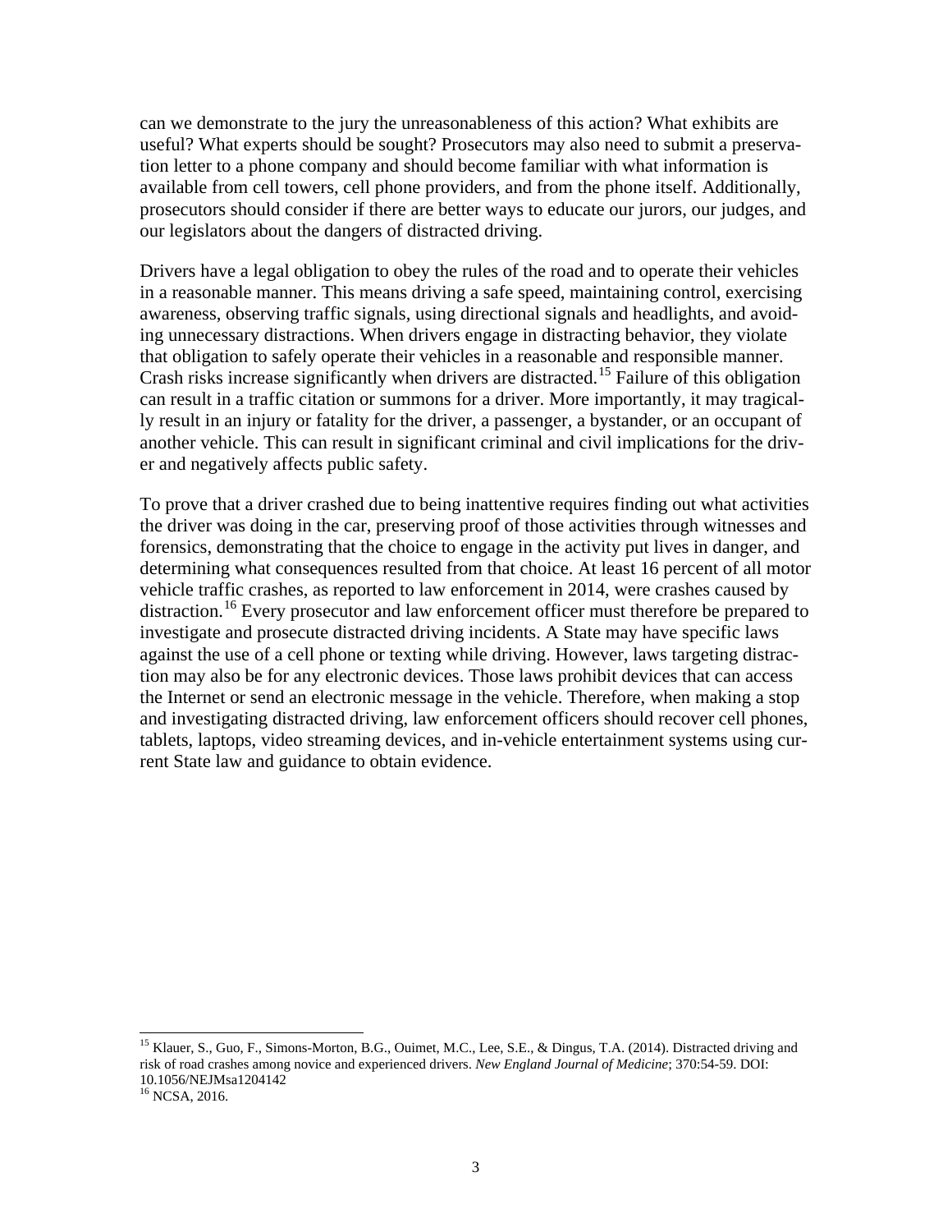can we demonstrate to the jury the unreasonableness of this action? What exhibits are useful? What experts should be sought? Prosecutors may also need to submit a preservation letter to a phone company and should become familiar with what information is available from cell towers, cell phone providers, and from the phone itself. Additionally, prosecutors should consider if there are better ways to educate our jurors, our judges, and our legislators about the dangers of distracted driving.

Drivers have a legal obligation to obey the rules of the road and to operate their vehicles in a reasonable manner. This means driving a safe speed, maintaining control, exercising awareness, observing traffic signals, using directional signals and headlights, and avoiding unnecessary distractions. When drivers engage in distracting behavior, they violate that obligation to safely operate their vehicles in a reasonable and responsible manner. Crash risks increase significantly when drivers are distracted.[15] Failure of this obligation can result in a traffic citation or summons for a driver. More importantly, it may tragically result in an injury or fatality for the driver, a passenger, a bystander, or an occupant of another vehicle. This can result in significant criminal and civil implications for the driver and negatively affects public safety.

To prove that a driver crashed due to being inattentive requires finding out what activities the driver was doing in the car, preserving proof of those activities through witnesses and forensics, demonstrating that the choice to engage in the activity put lives in danger, and determining what consequences resulted from that choice. At least 16 percent of all motor vehicle traffic crashes, as reported to law enforcement in 2014, were crashes caused by distraction.[16] Every prosecutor and law enforcement officer must therefore be prepared to investigate and prosecute distracted driving incidents. A State may have specific laws against the use of a cell phone or texting while driving. However, laws targeting distraction may also be for any electronic devices. Those laws prohibit devices that can access the Internet or send an electronic message in the vehicle. Therefore, when making a stop and investigating distracted driving, law enforcement officers should recover cell phones, tablets, laptops, video streaming devices, and in-vehicle entertainment systems using current State law and guidance to obtain evidence.

---

[15] Klauer, S., Guo, F., Simons-Morton, B.G., Ouimet, M.C., Lee, S.E., & Dingus, T.A. (2014). Distracted driving and risk of road crashes among novice and experienced drivers. *New England Journal of Medicine*; 370:54-59. DOI: 10.1056/NEJMsa1204142

[16] NCSA, 2016.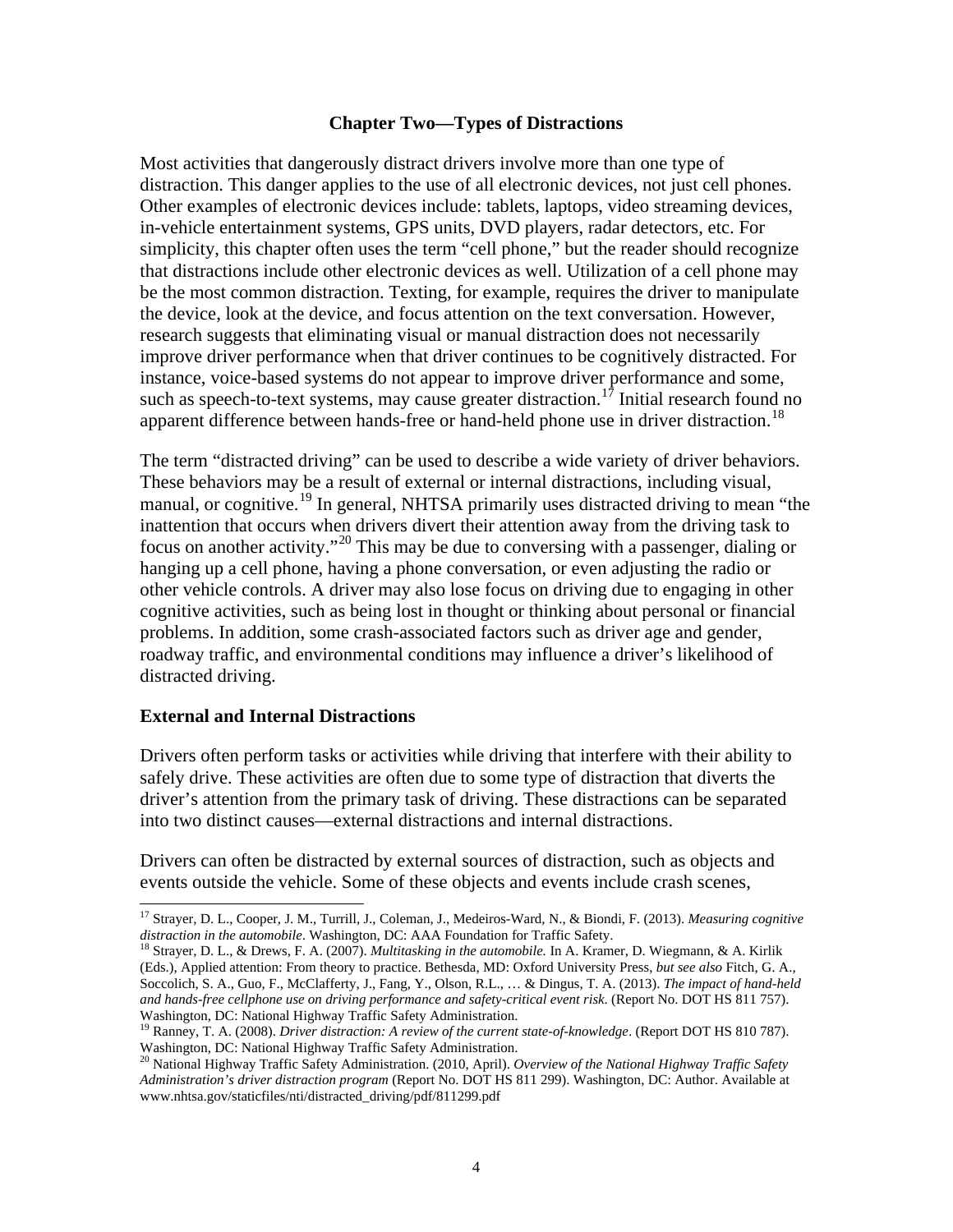## Chapter Two—Types of Distractions

Most activities that dangerously distract drivers involve more than one type of distraction. This danger applies to the use of all electronic devices, not just cell phones. Other examples of electronic devices include: tablets, laptops, video streaming devices, in-vehicle entertainment systems, GPS units, DVD players, radar detectors, etc. For simplicity, this chapter often uses the term "cell phone," but the reader should recognize that distractions include other electronic devices as well. Utilization of a cell phone may be the most common distraction. Texting, for example, requires the driver to manipulate the device, look at the device, and focus attention on the text conversation. However, research suggests that eliminating visual or manual distraction does not necessarily improve driver performance when that driver continues to be cognitively distracted. For instance, voice-based systems do not appear to improve driver performance and some, such as speech-to-text systems, may cause greater distraction.[17] Initial research found no apparent difference between hands-free or hand-held phone use in driver distraction.[18]

The term "distracted driving" can be used to describe a wide variety of driver behaviors. These behaviors may be a result of external or internal distractions, including visual, manual, or cognitive.[19] In general, NHTSA primarily uses distracted driving to mean "the inattention that occurs when drivers divert their attention away from the driving task to focus on another activity."[20] This may be due to conversing with a passenger, dialing or hanging up a cell phone, having a phone conversation, or even adjusting the radio or other vehicle controls. A driver may also lose focus on driving due to engaging in other cognitive activities, such as being lost in thought or thinking about personal or financial problems. In addition, some crash-associated factors such as driver age and gender, roadway traffic, and environmental conditions may influence a driver's likelihood of distracted driving.

### External and Internal Distractions

Drivers often perform tasks or activities while driving that interfere with their ability to safely drive. These activities are often due to some type of distraction that diverts the driver's attention from the primary task of driving. These distractions can be separated into two distinct causes—external distractions and internal distractions.

Drivers can often be distracted by external sources of distraction, such as objects and events outside the vehicle. Some of these objects and events include crash scenes,

---

[17] Strayer, D. L., Cooper, J. M., Turrill, J., Coleman, J., Medeiros-Ward, N., & Biondi, F. (2013). *Measuring cognitive distraction in the automobile*. Washington, DC: AAA Foundation for Traffic Safety.

[18] Strayer, D. L., & Drews, F. A. (2007). *Multitasking in the automobile.* In A. Kramer, D. Wiegmann, & A. Kirlik (Eds.), Applied attention: From theory to practice. Bethesda, MD: Oxford University Press, *but see also* Fitch, G. A., Soccolich, S. A., Guo, F., McClafferty, J., Fang, Y., Olson, R.L., … & Dingus, T. A. (2013). *The impact of hand-held and hands-free cellphone use on driving performance and safety-critical event risk*. (Report No. DOT HS 811 757). Washington, DC: National Highway Traffic Safety Administration.

[19] Ranney, T. A. (2008). *Driver distraction: A review of the current state-of-knowledge*. (Report DOT HS 810 787). Washington, DC: National Highway Traffic Safety Administration.

[20] National Highway Traffic Safety Administration. (2010, April). *Overview of the National Highway Traffic Safety Administration's driver distraction program* (Report No. DOT HS 811 299). Washington, DC: Author. Available at www.nhtsa.gov/staticfiles/nti/distracted_driving/pdf/811299.pdf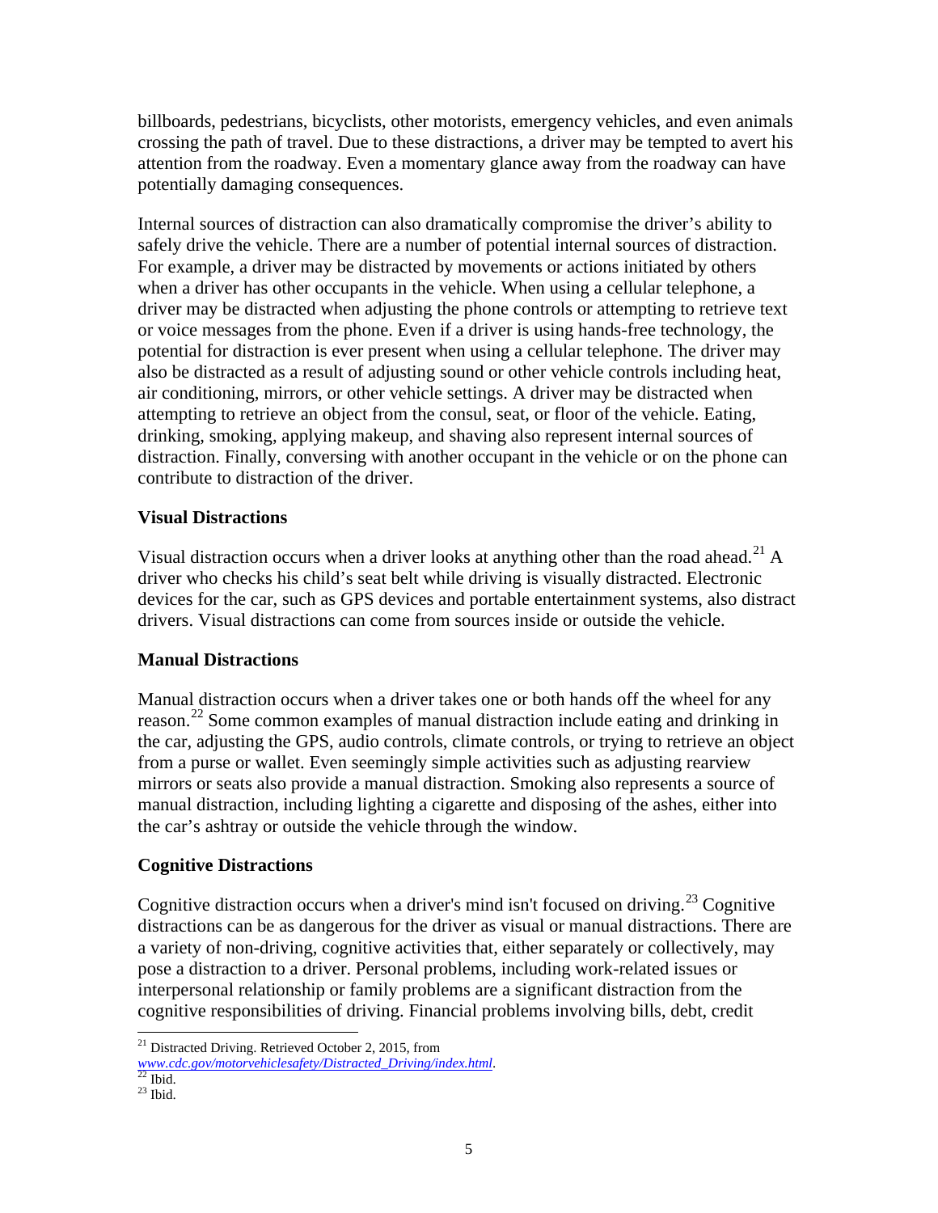billboards, pedestrians, bicyclists, other motorists, emergency vehicles, and even animals crossing the path of travel. Due to these distractions, a driver may be tempted to avert his attention from the roadway. Even a momentary glance away from the roadway can have potentially damaging consequences.

Internal sources of distraction can also dramatically compromise the driver's ability to safely drive the vehicle. There are a number of potential internal sources of distraction. For example, a driver may be distracted by movements or actions initiated by others when a driver has other occupants in the vehicle. When using a cellular telephone, a driver may be distracted when adjusting the phone controls or attempting to retrieve text or voice messages from the phone. Even if a driver is using hands-free technology, the potential for distraction is ever present when using a cellular telephone. The driver may also be distracted as a result of adjusting sound or other vehicle controls including heat, air conditioning, mirrors, or other vehicle settings. A driver may be distracted when attempting to retrieve an object from the consul, seat, or floor of the vehicle. Eating, drinking, smoking, applying makeup, and shaving also represent internal sources of distraction. Finally, conversing with another occupant in the vehicle or on the phone can contribute to distraction of the driver.

### Visual Distractions

Visual distraction occurs when a driver looks at anything other than the road ahead.[21] A driver who checks his child's seat belt while driving is visually distracted. Electronic devices for the car, such as GPS devices and portable entertainment systems, also distract drivers. Visual distractions can come from sources inside or outside the vehicle.

### Manual Distractions

Manual distraction occurs when a driver takes one or both hands off the wheel for any reason.[22] Some common examples of manual distraction include eating and drinking in the car, adjusting the GPS, audio controls, climate controls, or trying to retrieve an object from a purse or wallet. Even seemingly simple activities such as adjusting rearview mirrors or seats also provide a manual distraction. Smoking also represents a source of manual distraction, including lighting a cigarette and disposing of the ashes, either into the car's ashtray or outside the vehicle through the window.

### Cognitive Distractions

Cognitive distraction occurs when a driver's mind isn't focused on driving.[23] Cognitive distractions can be as dangerous for the driver as visual or manual distractions. There are a variety of non-driving, cognitive activities that, either separately or collectively, may pose a distraction to a driver. Personal problems, including work-related issues or interpersonal relationship or family problems are a significant distraction from the cognitive responsibilities of driving. Financial problems involving bills, debt, credit

---

[21] Distracted Driving. Retrieved October 2, 2015, from *www.cdc.gov/motorvehiclesafety/Distracted_Driving/index.html*.

[22] Ibid.

[23] Ibid.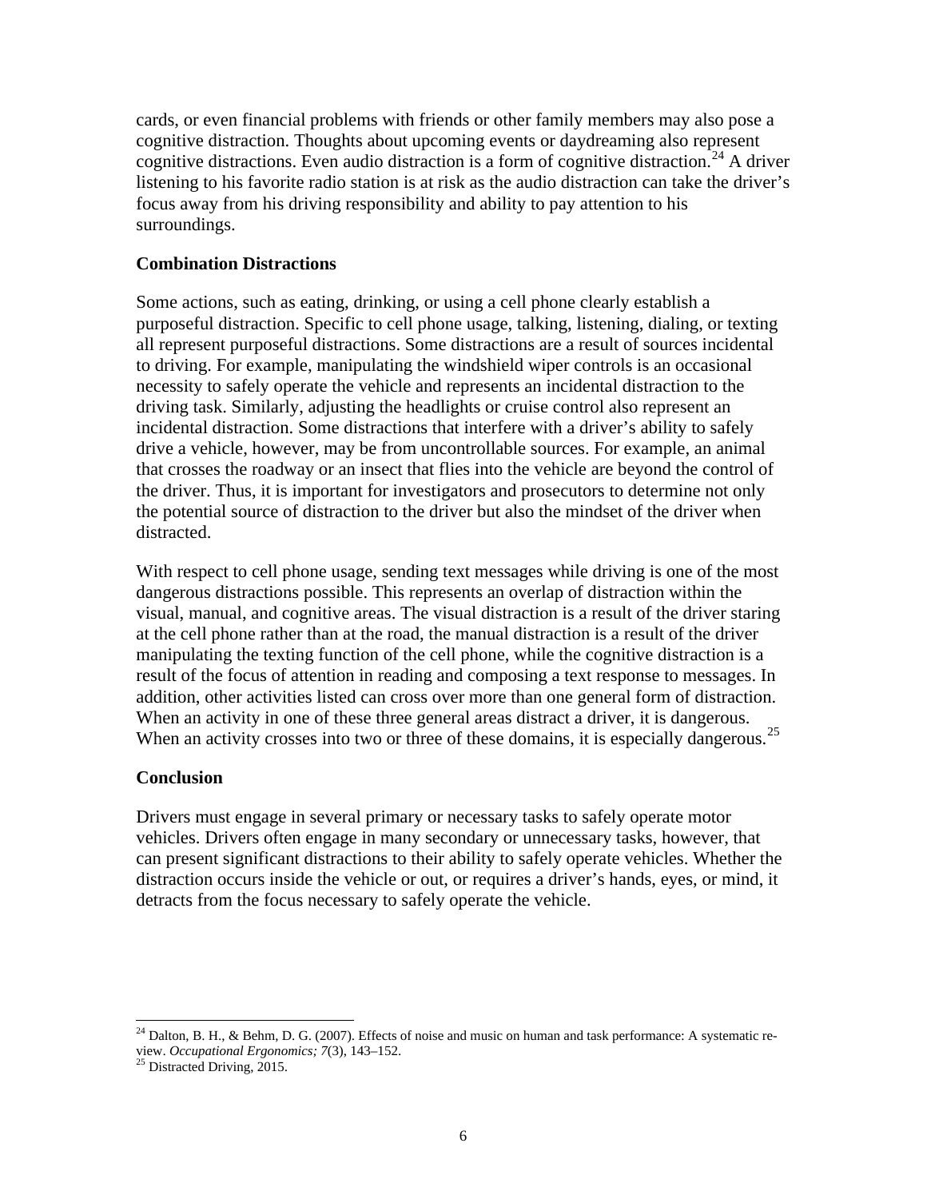cards, or even financial problems with friends or other family members may also pose a cognitive distraction. Thoughts about upcoming events or daydreaming also represent cognitive distractions. Even audio distraction is a form of cognitive distraction.[24] A driver listening to his favorite radio station is at risk as the audio distraction can take the driver's focus away from his driving responsibility and ability to pay attention to his surroundings.

**Combination Distractions**

Some actions, such as eating, drinking, or using a cell phone clearly establish a purposeful distraction. Specific to cell phone usage, talking, listening, dialing, or texting all represent purposeful distractions. Some distractions are a result of sources incidental to driving. For example, manipulating the windshield wiper controls is an occasional necessity to safely operate the vehicle and represents an incidental distraction to the driving task. Similarly, adjusting the headlights or cruise control also represent an incidental distraction. Some distractions that interfere with a driver's ability to safely drive a vehicle, however, may be from uncontrollable sources. For example, an animal that crosses the roadway or an insect that flies into the vehicle are beyond the control of the driver. Thus, it is important for investigators and prosecutors to determine not only the potential source of distraction to the driver but also the mindset of the driver when distracted.

With respect to cell phone usage, sending text messages while driving is one of the most dangerous distractions possible. This represents an overlap of distraction within the visual, manual, and cognitive areas. The visual distraction is a result of the driver staring at the cell phone rather than at the road, the manual distraction is a result of the driver manipulating the texting function of the cell phone, while the cognitive distraction is a result of the focus of attention in reading and composing a text response to messages. In addition, other activities listed can cross over more than one general form of distraction. When an activity in one of these three general areas distract a driver, it is dangerous. When an activity crosses into two or three of these domains, it is especially dangerous.[25]

**Conclusion**

Drivers must engage in several primary or necessary tasks to safely operate motor vehicles. Drivers often engage in many secondary or unnecessary tasks, however, that can present significant distractions to their ability to safely operate vehicles. Whether the distraction occurs inside the vehicle or out, or requires a driver's hands, eyes, or mind, it detracts from the focus necessary to safely operate the vehicle.

---

[24] Dalton, B. H., & Behm, D. G. (2007). Effects of noise and music on human and task performance: A systematic review. *Occupational Ergonomics; 7*(3), 143–152.

[25] Distracted Driving, 2015.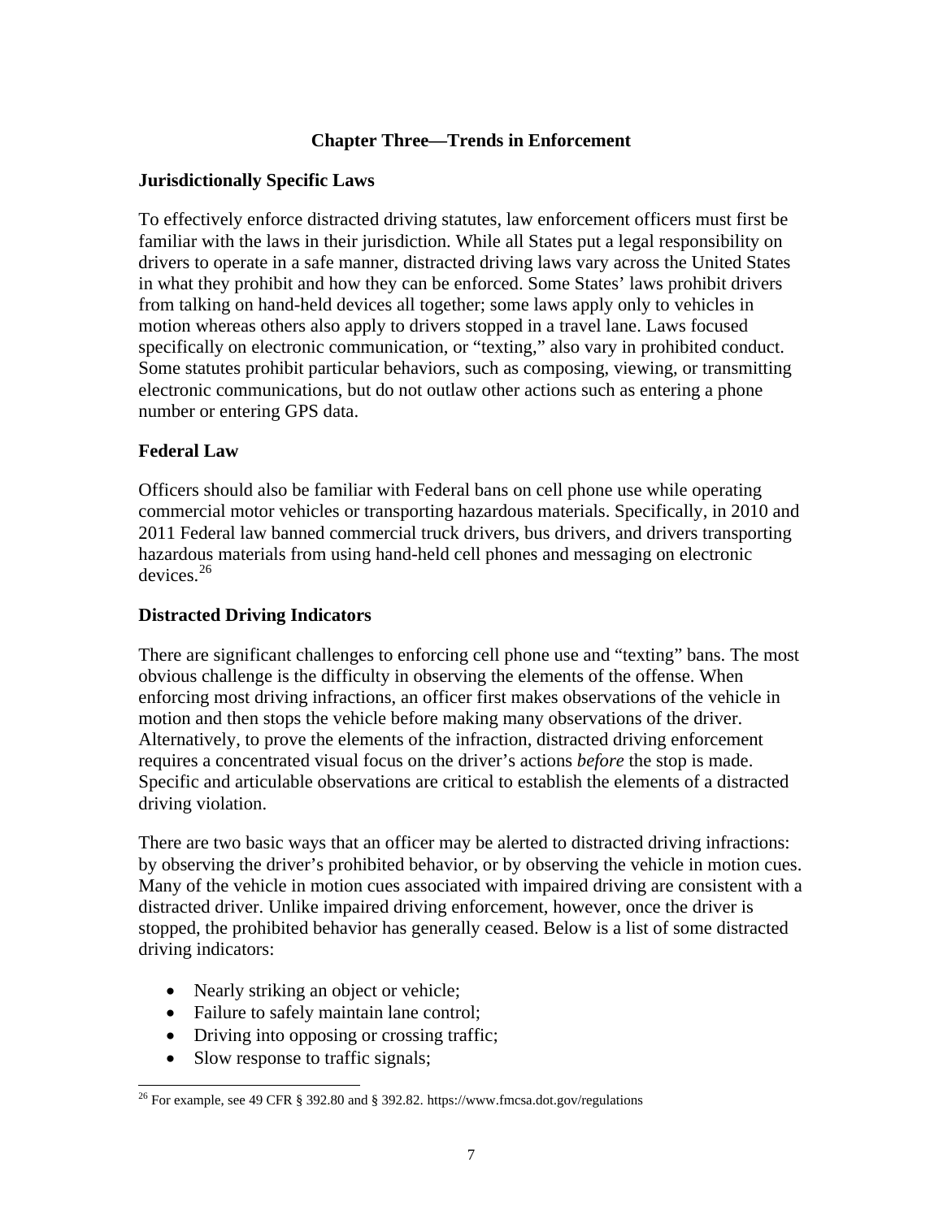## Chapter Three—Trends in Enforcement

### Jurisdictionally Specific Laws

To effectively enforce distracted driving statutes, law enforcement officers must first be familiar with the laws in their jurisdiction. While all States put a legal responsibility on drivers to operate in a safe manner, distracted driving laws vary across the United States in what they prohibit and how they can be enforced. Some States' laws prohibit drivers from talking on hand-held devices all together; some laws apply only to vehicles in motion whereas others also apply to drivers stopped in a travel lane. Laws focused specifically on electronic communication, or "texting," also vary in prohibited conduct. Some statutes prohibit particular behaviors, such as composing, viewing, or transmitting electronic communications, but do not outlaw other actions such as entering a phone number or entering GPS data.

### Federal Law

Officers should also be familiar with Federal bans on cell phone use while operating commercial motor vehicles or transporting hazardous materials. Specifically, in 2010 and 2011 Federal law banned commercial truck drivers, bus drivers, and drivers transporting hazardous materials from using hand-held cell phones and messaging on electronic devices.[26]

### Distracted Driving Indicators

There are significant challenges to enforcing cell phone use and "texting" bans. The most obvious challenge is the difficulty in observing the elements of the offense. When enforcing most driving infractions, an officer first makes observations of the vehicle in motion and then stops the vehicle before making many observations of the driver. Alternatively, to prove the elements of the infraction, distracted driving enforcement requires a concentrated visual focus on the driver's actions *before* the stop is made. Specific and articulable observations are critical to establish the elements of a distracted driving violation.

There are two basic ways that an officer may be alerted to distracted driving infractions: by observing the driver's prohibited behavior, or by observing the vehicle in motion cues. Many of the vehicle in motion cues associated with impaired driving are consistent with a distracted driver. Unlike impaired driving enforcement, however, once the driver is stopped, the prohibited behavior has generally ceased. Below is a list of some distracted driving indicators:

- Nearly striking an object or vehicle;
- Failure to safely maintain lane control;
- Driving into opposing or crossing traffic;
- Slow response to traffic signals;

[26] For example, see 49 CFR § 392.80 and § 392.82. https://www.fmcsa.dot.gov/regulations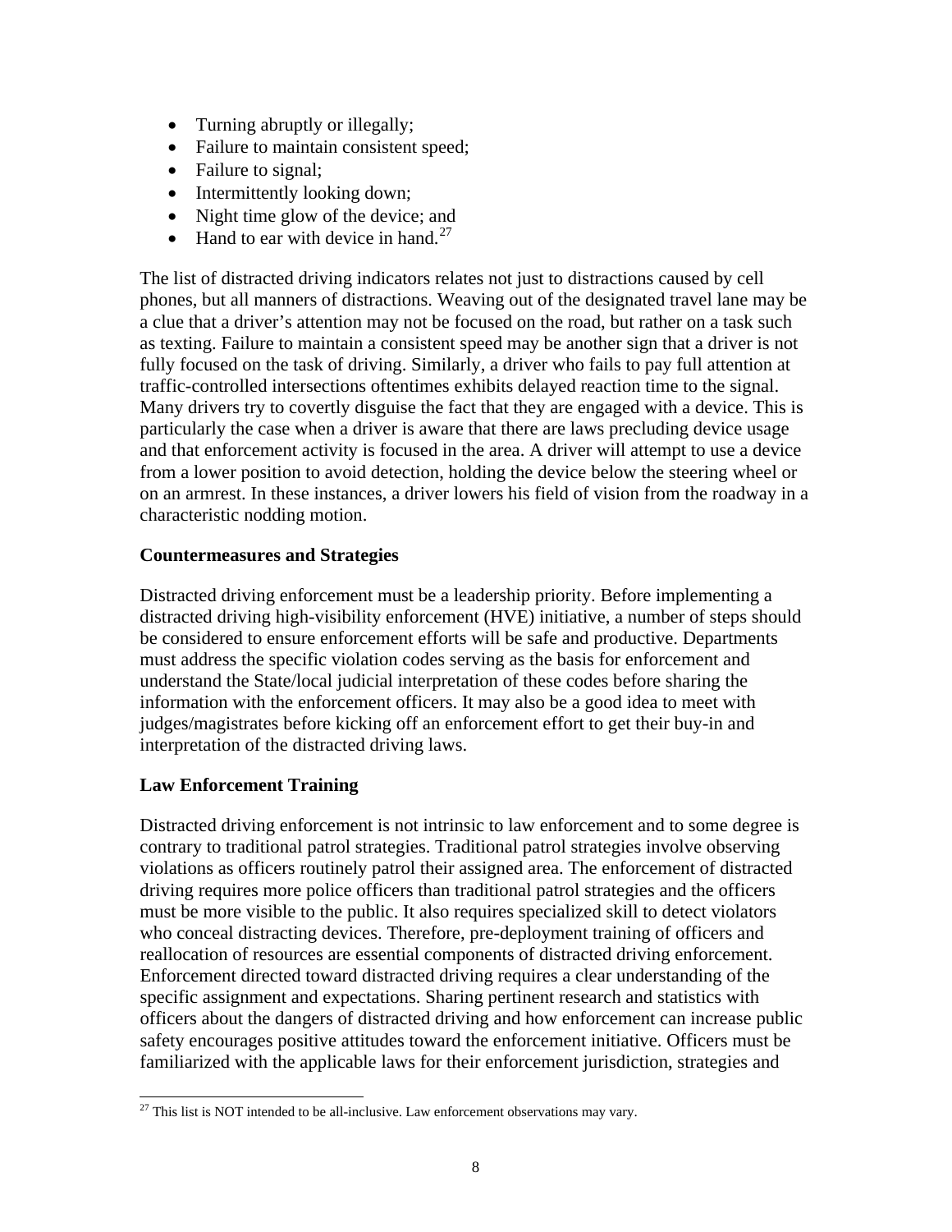- Turning abruptly or illegally;
- Failure to maintain consistent speed;
- Failure to signal;
- Intermittently looking down;
- Night time glow of the device; and
- Hand to ear with device in hand.[27]

The list of distracted driving indicators relates not just to distractions caused by cell phones, but all manners of distractions. Weaving out of the designated travel lane may be a clue that a driver's attention may not be focused on the road, but rather on a task such as texting. Failure to maintain a consistent speed may be another sign that a driver is not fully focused on the task of driving. Similarly, a driver who fails to pay full attention at traffic-controlled intersections oftentimes exhibits delayed reaction time to the signal. Many drivers try to covertly disguise the fact that they are engaged with a device. This is particularly the case when a driver is aware that there are laws precluding device usage and that enforcement activity is focused in the area. A driver will attempt to use a device from a lower position to avoid detection, holding the device below the steering wheel or on an armrest. In these instances, a driver lowers his field of vision from the roadway in a characteristic nodding motion.

**Countermeasures and Strategies**

Distracted driving enforcement must be a leadership priority. Before implementing a distracted driving high-visibility enforcement (HVE) initiative, a number of steps should be considered to ensure enforcement efforts will be safe and productive. Departments must address the specific violation codes serving as the basis for enforcement and understand the State/local judicial interpretation of these codes before sharing the information with the enforcement officers. It may also be a good idea to meet with judges/magistrates before kicking off an enforcement effort to get their buy-in and interpretation of the distracted driving laws.

**Law Enforcement Training**

Distracted driving enforcement is not intrinsic to law enforcement and to some degree is contrary to traditional patrol strategies. Traditional patrol strategies involve observing violations as officers routinely patrol their assigned area. The enforcement of distracted driving requires more police officers than traditional patrol strategies and the officers must be more visible to the public. It also requires specialized skill to detect violators who conceal distracting devices. Therefore, pre-deployment training of officers and reallocation of resources are essential components of distracted driving enforcement. Enforcement directed toward distracted driving requires a clear understanding of the specific assignment and expectations. Sharing pertinent research and statistics with officers about the dangers of distracted driving and how enforcement can increase public safety encourages positive attitudes toward the enforcement initiative. Officers must be familiarized with the applicable laws for their enforcement jurisdiction, strategies and

[27] This list is NOT intended to be all-inclusive. Law enforcement observations may vary.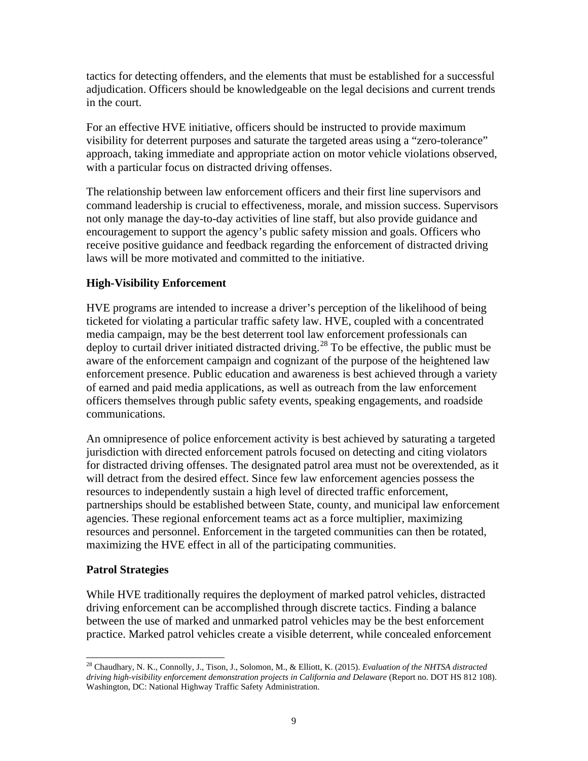tactics for detecting offenders, and the elements that must be established for a successful adjudication. Officers should be knowledgeable on the legal decisions and current trends in the court.

For an effective HVE initiative, officers should be instructed to provide maximum visibility for deterrent purposes and saturate the targeted areas using a "zero-tolerance" approach, taking immediate and appropriate action on motor vehicle violations observed, with a particular focus on distracted driving offenses.

The relationship between law enforcement officers and their first line supervisors and command leadership is crucial to effectiveness, morale, and mission success. Supervisors not only manage the day-to-day activities of line staff, but also provide guidance and encouragement to support the agency's public safety mission and goals. Officers who receive positive guidance and feedback regarding the enforcement of distracted driving laws will be more motivated and committed to the initiative.

### High-Visibility Enforcement

HVE programs are intended to increase a driver's perception of the likelihood of being ticketed for violating a particular traffic safety law. HVE, coupled with a concentrated media campaign, may be the best deterrent tool law enforcement professionals can deploy to curtail driver initiated distracted driving.[28] To be effective, the public must be aware of the enforcement campaign and cognizant of the purpose of the heightened law enforcement presence. Public education and awareness is best achieved through a variety of earned and paid media applications, as well as outreach from the law enforcement officers themselves through public safety events, speaking engagements, and roadside communications.

An omnipresence of police enforcement activity is best achieved by saturating a targeted jurisdiction with directed enforcement patrols focused on detecting and citing violators for distracted driving offenses. The designated patrol area must not be overextended, as it will detract from the desired effect. Since few law enforcement agencies possess the resources to independently sustain a high level of directed traffic enforcement, partnerships should be established between State, county, and municipal law enforcement agencies. These regional enforcement teams act as a force multiplier, maximizing resources and personnel. Enforcement in the targeted communities can then be rotated, maximizing the HVE effect in all of the participating communities.

### Patrol Strategies

While HVE traditionally requires the deployment of marked patrol vehicles, distracted driving enforcement can be accomplished through discrete tactics. Finding a balance between the use of marked and unmarked patrol vehicles may be the best enforcement practice. Marked patrol vehicles create a visible deterrent, while concealed enforcement

---

[28] Chaudhary, N. K., Connolly, J., Tison, J., Solomon, M., & Elliott, K. (2015). *Evaluation of the NHTSA distracted driving high-visibility enforcement demonstration projects in California and Delaware* (Report no. DOT HS 812 108). Washington, DC: National Highway Traffic Safety Administration.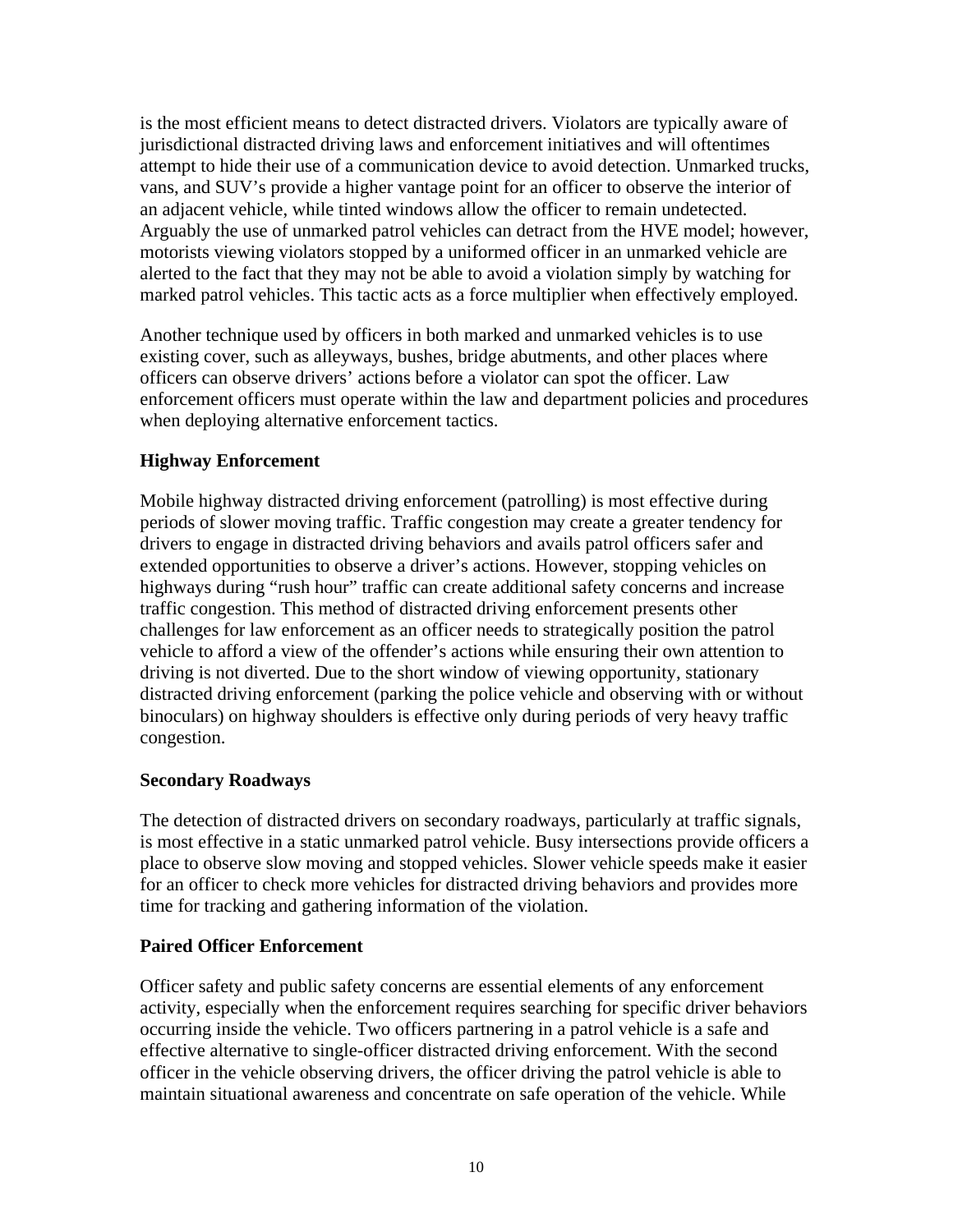is the most efficient means to detect distracted drivers. Violators are typically aware of jurisdictional distracted driving laws and enforcement initiatives and will oftentimes attempt to hide their use of a communication device to avoid detection. Unmarked trucks, vans, and SUV's provide a higher vantage point for an officer to observe the interior of an adjacent vehicle, while tinted windows allow the officer to remain undetected. Arguably the use of unmarked patrol vehicles can detract from the HVE model; however, motorists viewing violators stopped by a uniformed officer in an unmarked vehicle are alerted to the fact that they may not be able to avoid a violation simply by watching for marked patrol vehicles. This tactic acts as a force multiplier when effectively employed.

Another technique used by officers in both marked and unmarked vehicles is to use existing cover, such as alleyways, bushes, bridge abutments, and other places where officers can observe drivers' actions before a violator can spot the officer. Law enforcement officers must operate within the law and department policies and procedures when deploying alternative enforcement tactics.

### Highway Enforcement

Mobile highway distracted driving enforcement (patrolling) is most effective during periods of slower moving traffic. Traffic congestion may create a greater tendency for drivers to engage in distracted driving behaviors and avails patrol officers safer and extended opportunities to observe a driver's actions. However, stopping vehicles on highways during "rush hour" traffic can create additional safety concerns and increase traffic congestion. This method of distracted driving enforcement presents other challenges for law enforcement as an officer needs to strategically position the patrol vehicle to afford a view of the offender's actions while ensuring their own attention to driving is not diverted. Due to the short window of viewing opportunity, stationary distracted driving enforcement (parking the police vehicle and observing with or without binoculars) on highway shoulders is effective only during periods of very heavy traffic congestion.

### Secondary Roadways

The detection of distracted drivers on secondary roadways, particularly at traffic signals, is most effective in a static unmarked patrol vehicle. Busy intersections provide officers a place to observe slow moving and stopped vehicles. Slower vehicle speeds make it easier for an officer to check more vehicles for distracted driving behaviors and provides more time for tracking and gathering information of the violation.

### Paired Officer Enforcement

Officer safety and public safety concerns are essential elements of any enforcement activity, especially when the enforcement requires searching for specific driver behaviors occurring inside the vehicle. Two officers partnering in a patrol vehicle is a safe and effective alternative to single-officer distracted driving enforcement. With the second officer in the vehicle observing drivers, the officer driving the patrol vehicle is able to maintain situational awareness and concentrate on safe operation of the vehicle. While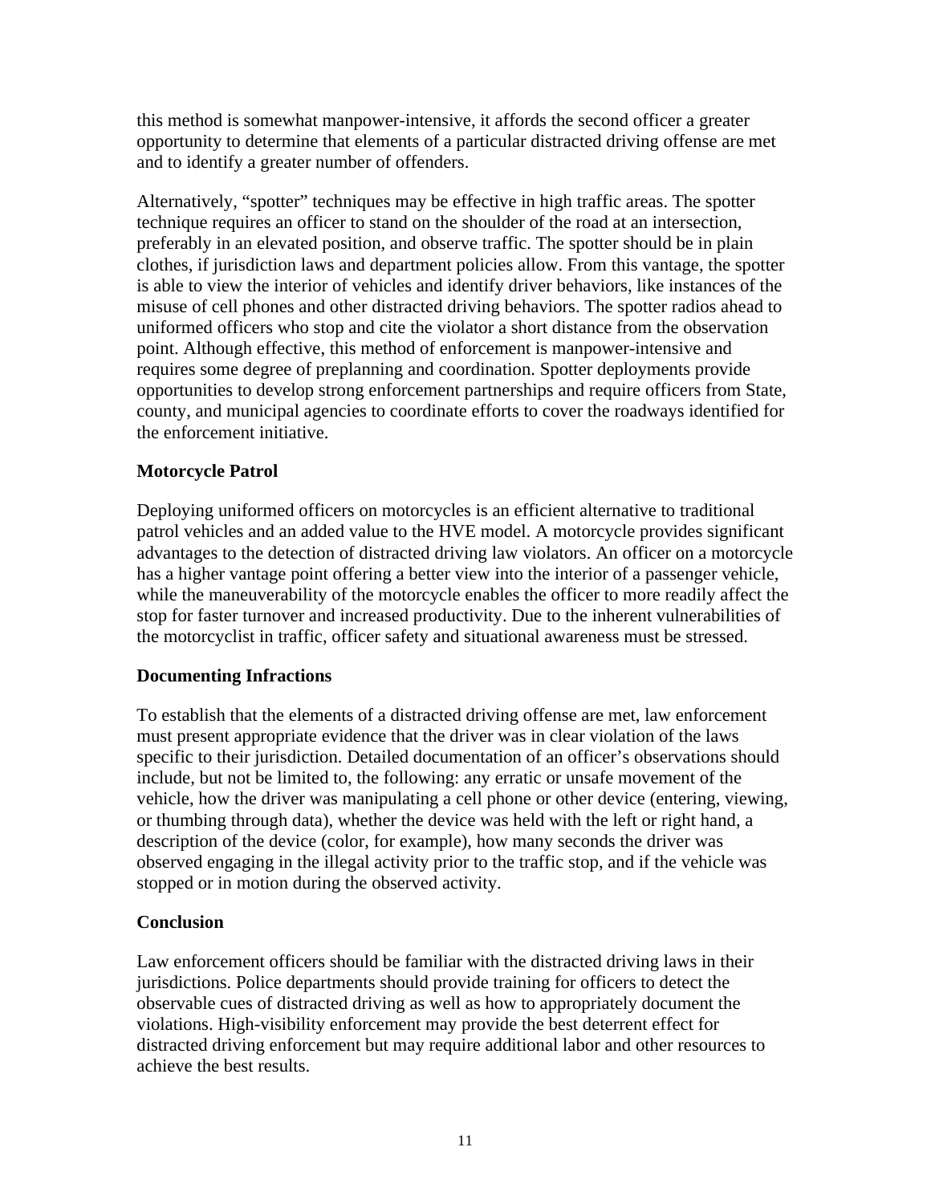this method is somewhat manpower-intensive, it affords the second officer a greater opportunity to determine that elements of a particular distracted driving offense are met and to identify a greater number of offenders.

Alternatively, "spotter" techniques may be effective in high traffic areas. The spotter technique requires an officer to stand on the shoulder of the road at an intersection, preferably in an elevated position, and observe traffic. The spotter should be in plain clothes, if jurisdiction laws and department policies allow. From this vantage, the spotter is able to view the interior of vehicles and identify driver behaviors, like instances of the misuse of cell phones and other distracted driving behaviors. The spotter radios ahead to uniformed officers who stop and cite the violator a short distance from the observation point. Although effective, this method of enforcement is manpower-intensive and requires some degree of preplanning and coordination. Spotter deployments provide opportunities to develop strong enforcement partnerships and require officers from State, county, and municipal agencies to coordinate efforts to cover the roadways identified for the enforcement initiative.

**Motorcycle Patrol**

Deploying uniformed officers on motorcycles is an efficient alternative to traditional patrol vehicles and an added value to the HVE model. A motorcycle provides significant advantages to the detection of distracted driving law violators. An officer on a motorcycle has a higher vantage point offering a better view into the interior of a passenger vehicle, while the maneuverability of the motorcycle enables the officer to more readily affect the stop for faster turnover and increased productivity. Due to the inherent vulnerabilities of the motorcyclist in traffic, officer safety and situational awareness must be stressed.

**Documenting Infractions**

To establish that the elements of a distracted driving offense are met, law enforcement must present appropriate evidence that the driver was in clear violation of the laws specific to their jurisdiction. Detailed documentation of an officer's observations should include, but not be limited to, the following: any erratic or unsafe movement of the vehicle, how the driver was manipulating a cell phone or other device (entering, viewing, or thumbing through data), whether the device was held with the left or right hand, a description of the device (color, for example), how many seconds the driver was observed engaging in the illegal activity prior to the traffic stop, and if the vehicle was stopped or in motion during the observed activity.

**Conclusion**

Law enforcement officers should be familiar with the distracted driving laws in their jurisdictions. Police departments should provide training for officers to detect the observable cues of distracted driving as well as how to appropriately document the violations. High-visibility enforcement may provide the best deterrent effect for distracted driving enforcement but may require additional labor and other resources to achieve the best results.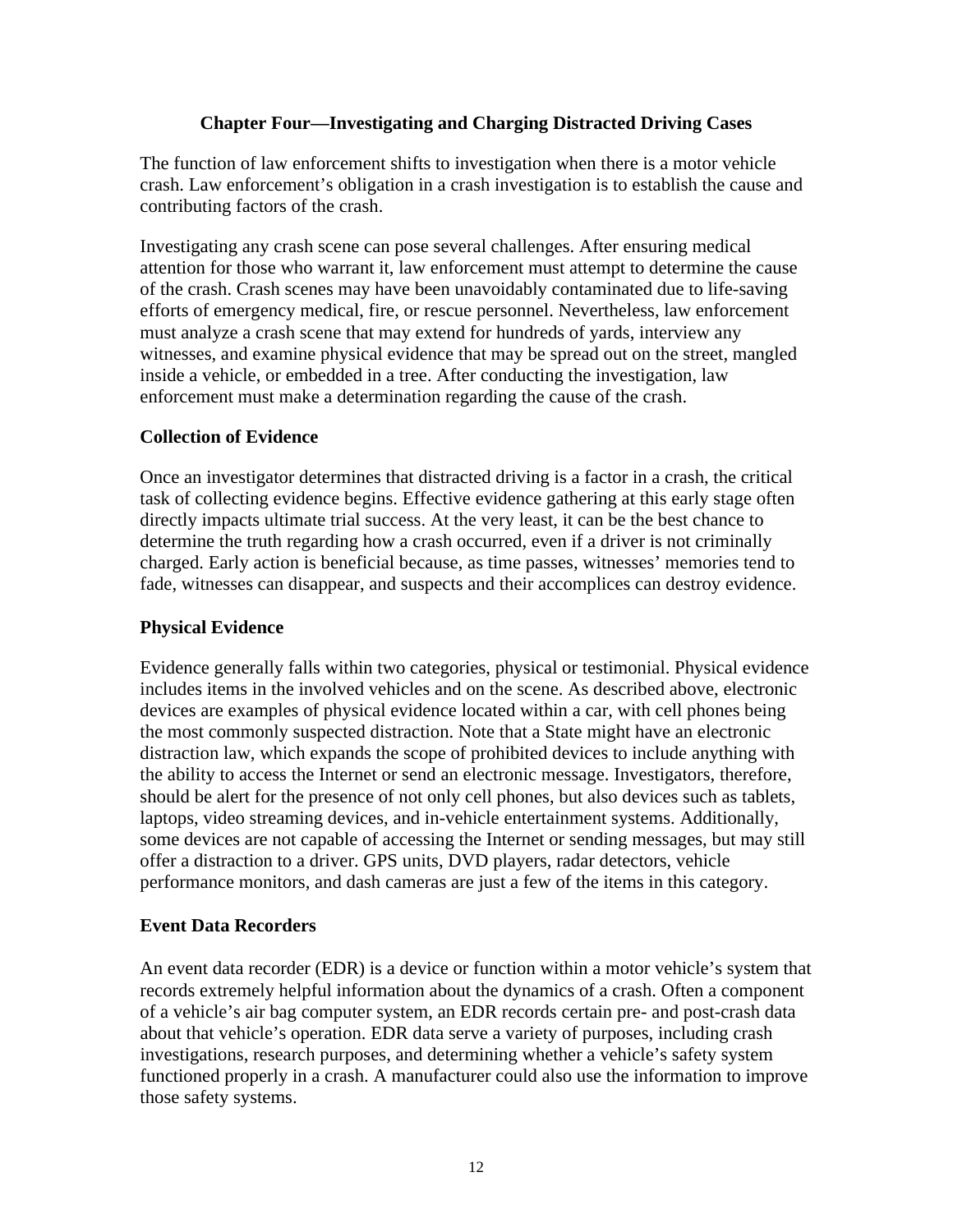# Chapter Four—Investigating and Charging Distracted Driving Cases

The function of law enforcement shifts to investigation when there is a motor vehicle crash. Law enforcement's obligation in a crash investigation is to establish the cause and contributing factors of the crash.

Investigating any crash scene can pose several challenges. After ensuring medical attention for those who warrant it, law enforcement must attempt to determine the cause of the crash. Crash scenes may have been unavoidably contaminated due to life-saving efforts of emergency medical, fire, or rescue personnel. Nevertheless, law enforcement must analyze a crash scene that may extend for hundreds of yards, interview any witnesses, and examine physical evidence that may be spread out on the street, mangled inside a vehicle, or embedded in a tree. After conducting the investigation, law enforcement must make a determination regarding the cause of the crash.

## Collection of Evidence

Once an investigator determines that distracted driving is a factor in a crash, the critical task of collecting evidence begins. Effective evidence gathering at this early stage often directly impacts ultimate trial success. At the very least, it can be the best chance to determine the truth regarding how a crash occurred, even if a driver is not criminally charged. Early action is beneficial because, as time passes, witnesses' memories tend to fade, witnesses can disappear, and suspects and their accomplices can destroy evidence.

## Physical Evidence

Evidence generally falls within two categories, physical or testimonial. Physical evidence includes items in the involved vehicles and on the scene. As described above, electronic devices are examples of physical evidence located within a car, with cell phones being the most commonly suspected distraction. Note that a State might have an electronic distraction law, which expands the scope of prohibited devices to include anything with the ability to access the Internet or send an electronic message. Investigators, therefore, should be alert for the presence of not only cell phones, but also devices such as tablets, laptops, video streaming devices, and in-vehicle entertainment systems. Additionally, some devices are not capable of accessing the Internet or sending messages, but may still offer a distraction to a driver. GPS units, DVD players, radar detectors, vehicle performance monitors, and dash cameras are just a few of the items in this category.

## Event Data Recorders

An event data recorder (EDR) is a device or function within a motor vehicle's system that records extremely helpful information about the dynamics of a crash. Often a component of a vehicle's air bag computer system, an EDR records certain pre- and post-crash data about that vehicle's operation. EDR data serve a variety of purposes, including crash investigations, research purposes, and determining whether a vehicle's safety system functioned properly in a crash. A manufacturer could also use the information to improve those safety systems.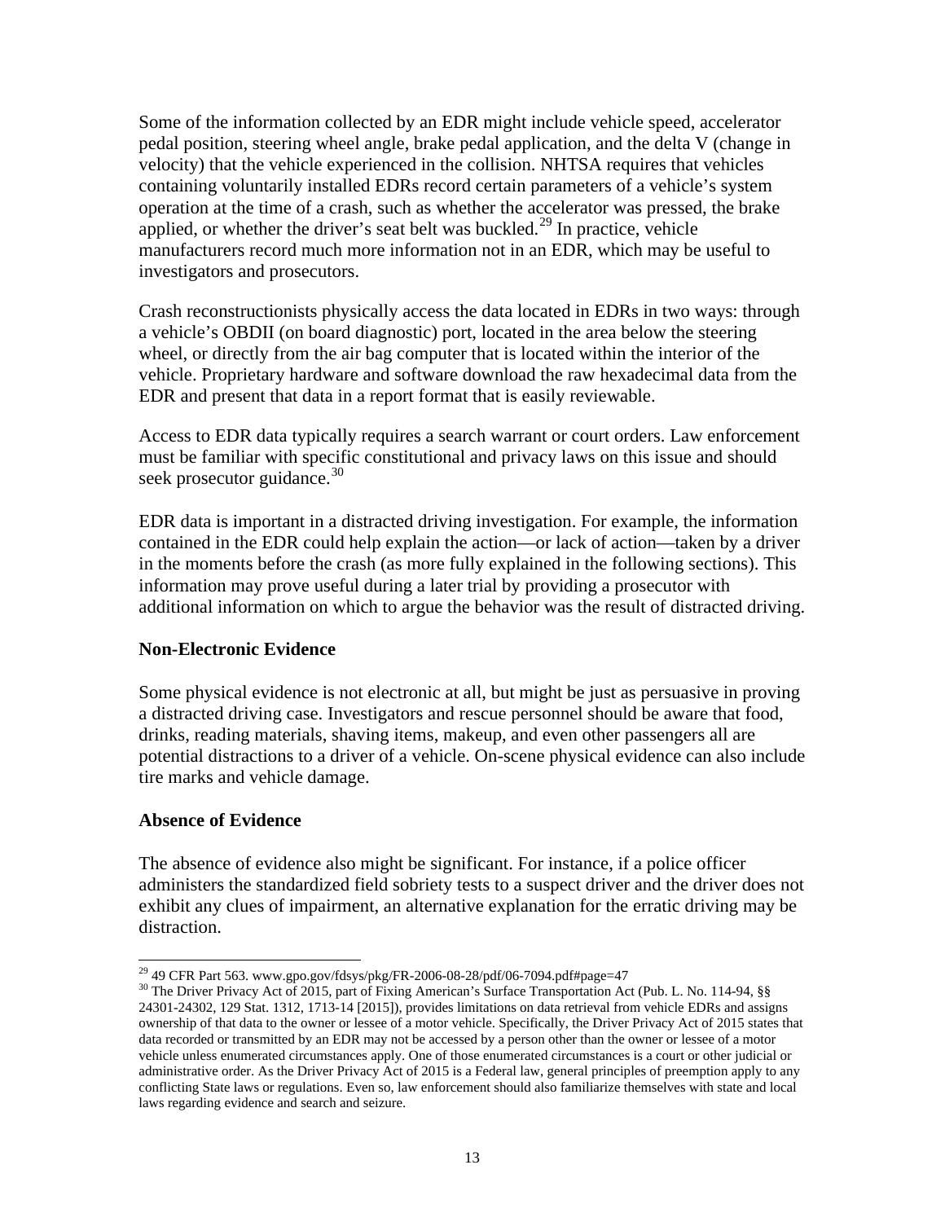Some of the information collected by an EDR might include vehicle speed, accelerator pedal position, steering wheel angle, brake pedal application, and the delta V (change in velocity) that the vehicle experienced in the collision. NHTSA requires that vehicles containing voluntarily installed EDRs record certain parameters of a vehicle's system operation at the time of a crash, such as whether the accelerator was pressed, the brake applied, or whether the driver's seat belt was buckled.[29] In practice, vehicle manufacturers record much more information not in an EDR, which may be useful to investigators and prosecutors.

Crash reconstructionists physically access the data located in EDRs in two ways: through a vehicle's OBDII (on board diagnostic) port, located in the area below the steering wheel, or directly from the air bag computer that is located within the interior of the vehicle. Proprietary hardware and software download the raw hexadecimal data from the EDR and present that data in a report format that is easily reviewable.

Access to EDR data typically requires a search warrant or court orders. Law enforcement must be familiar with specific constitutional and privacy laws on this issue and should seek prosecutor guidance.[30]

EDR data is important in a distracted driving investigation. For example, the information contained in the EDR could help explain the action—or lack of action—taken by a driver in the moments before the crash (as more fully explained in the following sections). This information may prove useful during a later trial by providing a prosecutor with additional information on which to argue the behavior was the result of distracted driving.

### Non-Electronic Evidence

Some physical evidence is not electronic at all, but might be just as persuasive in proving a distracted driving case. Investigators and rescue personnel should be aware that food, drinks, reading materials, shaving items, makeup, and even other passengers all are potential distractions to a driver of a vehicle. On-scene physical evidence can also include tire marks and vehicle damage.

### Absence of Evidence

The absence of evidence also might be significant. For instance, if a police officer administers the standardized field sobriety tests to a suspect driver and the driver does not exhibit any clues of impairment, an alternative explanation for the erratic driving may be distraction.

---

[29] 49 CFR Part 563. www.gpo.gov/fdsys/pkg/FR-2006-08-28/pdf/06-7094.pdf#page=47

[30] The Driver Privacy Act of 2015, part of Fixing American's Surface Transportation Act (Pub. L. No. 114-94, §§ 24301-24302, 129 Stat. 1312, 1713-14 [2015]), provides limitations on data retrieval from vehicle EDRs and assigns ownership of that data to the owner or lessee of a motor vehicle. Specifically, the Driver Privacy Act of 2015 states that data recorded or transmitted by an EDR may not be accessed by a person other than the owner or lessee of a motor vehicle unless enumerated circumstances apply. One of those enumerated circumstances is a court or other judicial or administrative order. As the Driver Privacy Act of 2015 is a Federal law, general principles of preemption apply to any conflicting State laws or regulations. Even so, law enforcement should also familiarize themselves with state and local laws regarding evidence and search and seizure.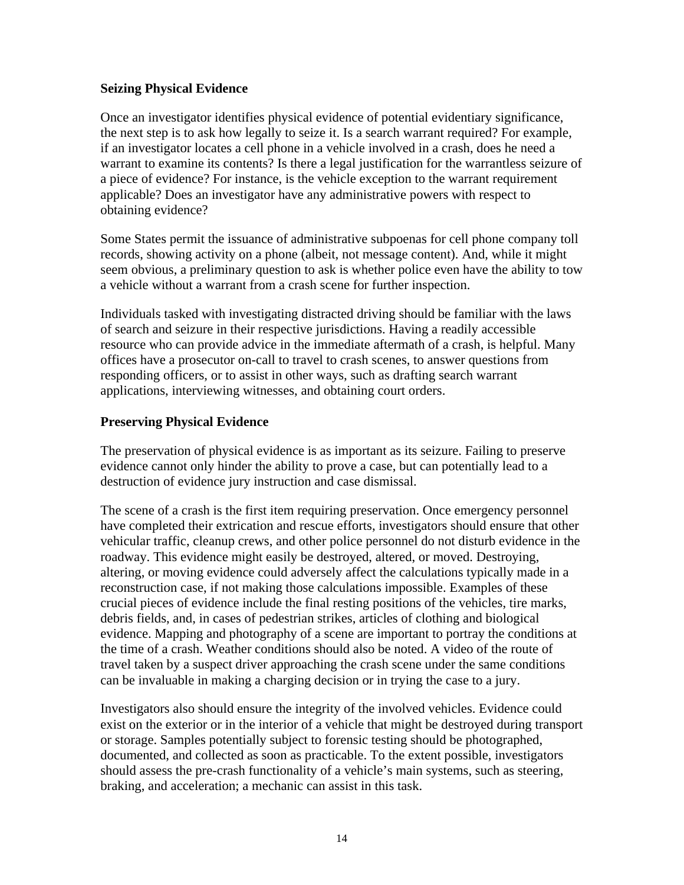**Seizing Physical Evidence**

Once an investigator identifies physical evidence of potential evidentiary significance, the next step is to ask how legally to seize it. Is a search warrant required? For example, if an investigator locates a cell phone in a vehicle involved in a crash, does he need a warrant to examine its contents? Is there a legal justification for the warrantless seizure of a piece of evidence? For instance, is the vehicle exception to the warrant requirement applicable? Does an investigator have any administrative powers with respect to obtaining evidence?

Some States permit the issuance of administrative subpoenas for cell phone company toll records, showing activity on a phone (albeit, not message content). And, while it might seem obvious, a preliminary question to ask is whether police even have the ability to tow a vehicle without a warrant from a crash scene for further inspection.

Individuals tasked with investigating distracted driving should be familiar with the laws of search and seizure in their respective jurisdictions. Having a readily accessible resource who can provide advice in the immediate aftermath of a crash, is helpful. Many offices have a prosecutor on-call to travel to crash scenes, to answer questions from responding officers, or to assist in other ways, such as drafting search warrant applications, interviewing witnesses, and obtaining court orders.

**Preserving Physical Evidence**

The preservation of physical evidence is as important as its seizure. Failing to preserve evidence cannot only hinder the ability to prove a case, but can potentially lead to a destruction of evidence jury instruction and case dismissal.

The scene of a crash is the first item requiring preservation. Once emergency personnel have completed their extrication and rescue efforts, investigators should ensure that other vehicular traffic, cleanup crews, and other police personnel do not disturb evidence in the roadway. This evidence might easily be destroyed, altered, or moved. Destroying, altering, or moving evidence could adversely affect the calculations typically made in a reconstruction case, if not making those calculations impossible. Examples of these crucial pieces of evidence include the final resting positions of the vehicles, tire marks, debris fields, and, in cases of pedestrian strikes, articles of clothing and biological evidence. Mapping and photography of a scene are important to portray the conditions at the time of a crash. Weather conditions should also be noted. A video of the route of travel taken by a suspect driver approaching the crash scene under the same conditions can be invaluable in making a charging decision or in trying the case to a jury.

Investigators also should ensure the integrity of the involved vehicles. Evidence could exist on the exterior or in the interior of a vehicle that might be destroyed during transport or storage. Samples potentially subject to forensic testing should be photographed, documented, and collected as soon as practicable. To the extent possible, investigators should assess the pre-crash functionality of a vehicle's main systems, such as steering, braking, and acceleration; a mechanic can assist in this task.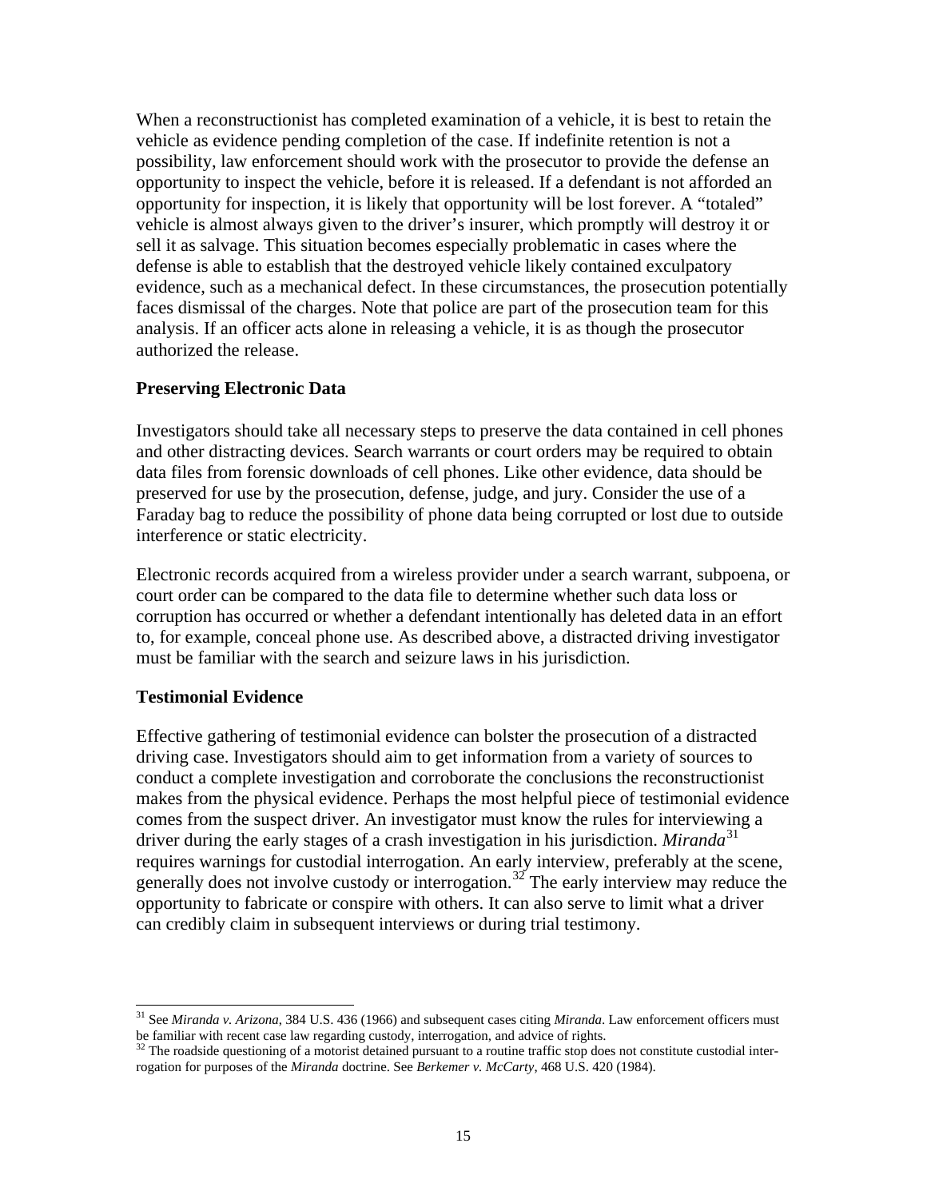When a reconstructionist has completed examination of a vehicle, it is best to retain the vehicle as evidence pending completion of the case. If indefinite retention is not a possibility, law enforcement should work with the prosecutor to provide the defense an opportunity to inspect the vehicle, before it is released. If a defendant is not afforded an opportunity for inspection, it is likely that opportunity will be lost forever. A "totaled" vehicle is almost always given to the driver's insurer, which promptly will destroy it or sell it as salvage. This situation becomes especially problematic in cases where the defense is able to establish that the destroyed vehicle likely contained exculpatory evidence, such as a mechanical defect. In these circumstances, the prosecution potentially faces dismissal of the charges. Note that police are part of the prosecution team for this analysis. If an officer acts alone in releasing a vehicle, it is as though the prosecutor authorized the release.

### Preserving Electronic Data

Investigators should take all necessary steps to preserve the data contained in cell phones and other distracting devices. Search warrants or court orders may be required to obtain data files from forensic downloads of cell phones. Like other evidence, data should be preserved for use by the prosecution, defense, judge, and jury. Consider the use of a Faraday bag to reduce the possibility of phone data being corrupted or lost due to outside interference or static electricity.

Electronic records acquired from a wireless provider under a search warrant, subpoena, or court order can be compared to the data file to determine whether such data loss or corruption has occurred or whether a defendant intentionally has deleted data in an effort to, for example, conceal phone use. As described above, a distracted driving investigator must be familiar with the search and seizure laws in his jurisdiction.

### Testimonial Evidence

Effective gathering of testimonial evidence can bolster the prosecution of a distracted driving case. Investigators should aim to get information from a variety of sources to conduct a complete investigation and corroborate the conclusions the reconstructionist makes from the physical evidence. Perhaps the most helpful piece of testimonial evidence comes from the suspect driver. An investigator must know the rules for interviewing a driver during the early stages of a crash investigation in his jurisdiction. *Miranda*[31] requires warnings for custodial interrogation. An early interview, preferably at the scene, generally does not involve custody or interrogation.[32] The early interview may reduce the opportunity to fabricate or conspire with others. It can also serve to limit what a driver can credibly claim in subsequent interviews or during trial testimony.

---

[31] See *Miranda v. Arizona*, 384 U.S. 436 (1966) and subsequent cases citing *Miranda*. Law enforcement officers must be familiar with recent case law regarding custody, interrogation, and advice of rights.

[32] The roadside questioning of a motorist detained pursuant to a routine traffic stop does not constitute custodial interrogation for purposes of the *Miranda* doctrine. See *Berkemer v. McCarty*, 468 U.S. 420 (1984).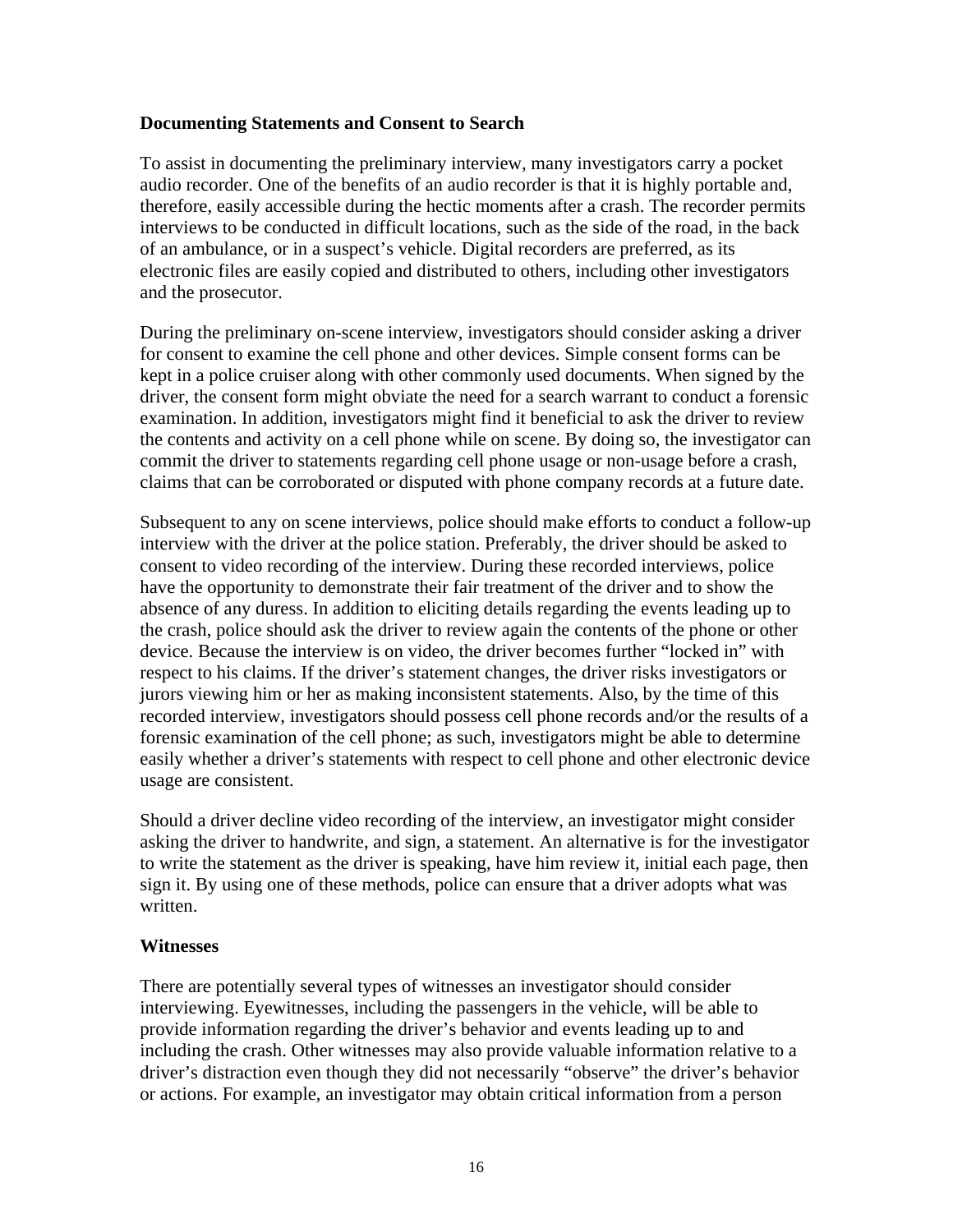**Documenting Statements and Consent to Search**

To assist in documenting the preliminary interview, many investigators carry a pocket audio recorder. One of the benefits of an audio recorder is that it is highly portable and, therefore, easily accessible during the hectic moments after a crash. The recorder permits interviews to be conducted in difficult locations, such as the side of the road, in the back of an ambulance, or in a suspect's vehicle. Digital recorders are preferred, as its electronic files are easily copied and distributed to others, including other investigators and the prosecutor.

During the preliminary on-scene interview, investigators should consider asking a driver for consent to examine the cell phone and other devices. Simple consent forms can be kept in a police cruiser along with other commonly used documents. When signed by the driver, the consent form might obviate the need for a search warrant to conduct a forensic examination. In addition, investigators might find it beneficial to ask the driver to review the contents and activity on a cell phone while on scene. By doing so, the investigator can commit the driver to statements regarding cell phone usage or non-usage before a crash, claims that can be corroborated or disputed with phone company records at a future date.

Subsequent to any on scene interviews, police should make efforts to conduct a follow-up interview with the driver at the police station. Preferably, the driver should be asked to consent to video recording of the interview. During these recorded interviews, police have the opportunity to demonstrate their fair treatment of the driver and to show the absence of any duress. In addition to eliciting details regarding the events leading up to the crash, police should ask the driver to review again the contents of the phone or other device. Because the interview is on video, the driver becomes further "locked in" with respect to his claims. If the driver's statement changes, the driver risks investigators or jurors viewing him or her as making inconsistent statements. Also, by the time of this recorded interview, investigators should possess cell phone records and/or the results of a forensic examination of the cell phone; as such, investigators might be able to determine easily whether a driver's statements with respect to cell phone and other electronic device usage are consistent.

Should a driver decline video recording of the interview, an investigator might consider asking the driver to handwrite, and sign, a statement. An alternative is for the investigator to write the statement as the driver is speaking, have him review it, initial each page, then sign it. By using one of these methods, police can ensure that a driver adopts what was written.

**Witnesses**

There are potentially several types of witnesses an investigator should consider interviewing. Eyewitnesses, including the passengers in the vehicle, will be able to provide information regarding the driver's behavior and events leading up to and including the crash. Other witnesses may also provide valuable information relative to a driver's distraction even though they did not necessarily "observe" the driver's behavior or actions. For example, an investigator may obtain critical information from a person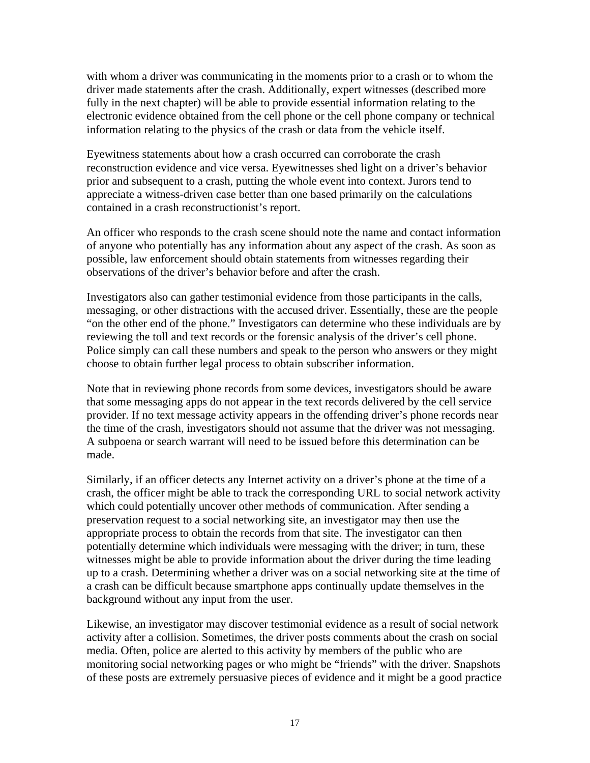with whom a driver was communicating in the moments prior to a crash or to whom the driver made statements after the crash. Additionally, expert witnesses (described more fully in the next chapter) will be able to provide essential information relating to the electronic evidence obtained from the cell phone or the cell phone company or technical information relating to the physics of the crash or data from the vehicle itself.

Eyewitness statements about how a crash occurred can corroborate the crash reconstruction evidence and vice versa. Eyewitnesses shed light on a driver's behavior prior and subsequent to a crash, putting the whole event into context. Jurors tend to appreciate a witness-driven case better than one based primarily on the calculations contained in a crash reconstructionist's report.

An officer who responds to the crash scene should note the name and contact information of anyone who potentially has any information about any aspect of the crash. As soon as possible, law enforcement should obtain statements from witnesses regarding their observations of the driver's behavior before and after the crash.

Investigators also can gather testimonial evidence from those participants in the calls, messaging, or other distractions with the accused driver. Essentially, these are the people "on the other end of the phone." Investigators can determine who these individuals are by reviewing the toll and text records or the forensic analysis of the driver's cell phone. Police simply can call these numbers and speak to the person who answers or they might choose to obtain further legal process to obtain subscriber information.

Note that in reviewing phone records from some devices, investigators should be aware that some messaging apps do not appear in the text records delivered by the cell service provider. If no text message activity appears in the offending driver's phone records near the time of the crash, investigators should not assume that the driver was not messaging. A subpoena or search warrant will need to be issued before this determination can be made.

Similarly, if an officer detects any Internet activity on a driver's phone at the time of a crash, the officer might be able to track the corresponding URL to social network activity which could potentially uncover other methods of communication. After sending a preservation request to a social networking site, an investigator may then use the appropriate process to obtain the records from that site. The investigator can then potentially determine which individuals were messaging with the driver; in turn, these witnesses might be able to provide information about the driver during the time leading up to a crash. Determining whether a driver was on a social networking site at the time of a crash can be difficult because smartphone apps continually update themselves in the background without any input from the user.

Likewise, an investigator may discover testimonial evidence as a result of social network activity after a collision. Sometimes, the driver posts comments about the crash on social media. Often, police are alerted to this activity by members of the public who are monitoring social networking pages or who might be "friends" with the driver. Snapshots of these posts are extremely persuasive pieces of evidence and it might be a good practice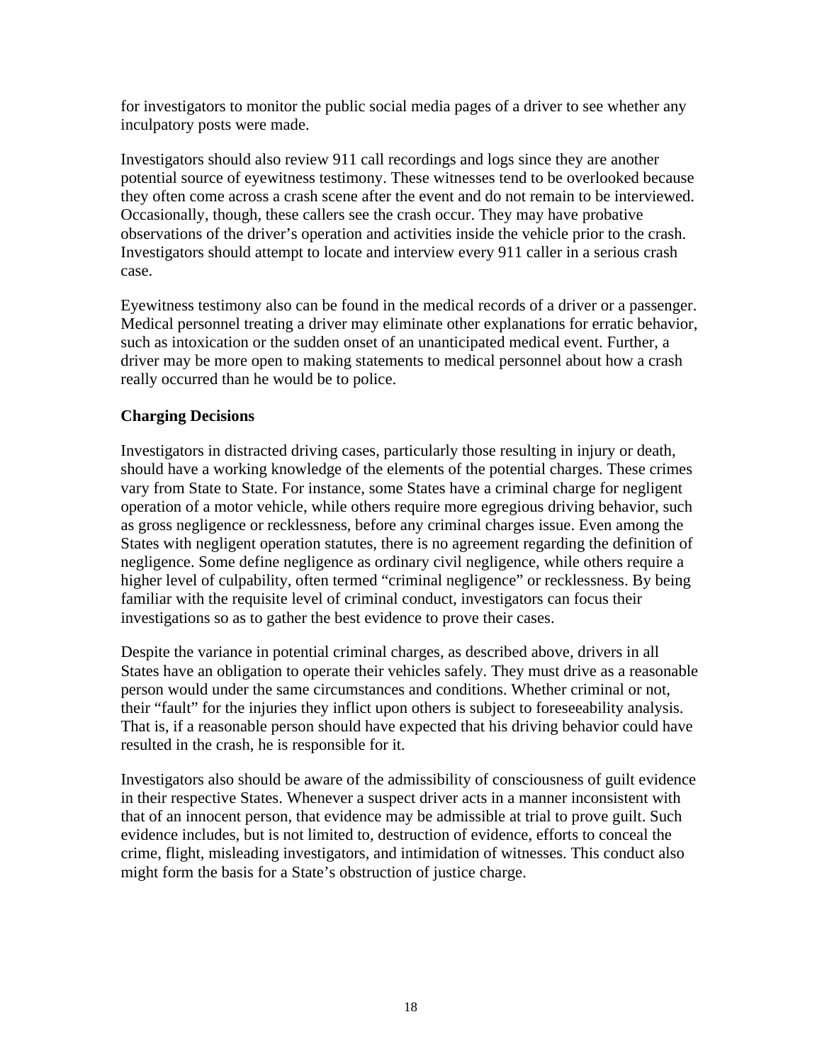for investigators to monitor the public social media pages of a driver to see whether any inculpatory posts were made.

Investigators should also review 911 call recordings and logs since they are another potential source of eyewitness testimony. These witnesses tend to be overlooked because they often come across a crash scene after the event and do not remain to be interviewed. Occasionally, though, these callers see the crash occur. They may have probative observations of the driver's operation and activities inside the vehicle prior to the crash. Investigators should attempt to locate and interview every 911 caller in a serious crash case.

Eyewitness testimony also can be found in the medical records of a driver or a passenger. Medical personnel treating a driver may eliminate other explanations for erratic behavior, such as intoxication or the sudden onset of an unanticipated medical event. Further, a driver may be more open to making statements to medical personnel about how a crash really occurred than he would be to police.

**Charging Decisions**

Investigators in distracted driving cases, particularly those resulting in injury or death, should have a working knowledge of the elements of the potential charges. These crimes vary from State to State. For instance, some States have a criminal charge for negligent operation of a motor vehicle, while others require more egregious driving behavior, such as gross negligence or recklessness, before any criminal charges issue. Even among the States with negligent operation statutes, there is no agreement regarding the definition of negligence. Some define negligence as ordinary civil negligence, while others require a higher level of culpability, often termed "criminal negligence" or recklessness. By being familiar with the requisite level of criminal conduct, investigators can focus their investigations so as to gather the best evidence to prove their cases.

Despite the variance in potential criminal charges, as described above, drivers in all States have an obligation to operate their vehicles safely. They must drive as a reasonable person would under the same circumstances and conditions. Whether criminal or not, their "fault" for the injuries they inflict upon others is subject to foreseeability analysis. That is, if a reasonable person should have expected that his driving behavior could have resulted in the crash, he is responsible for it.

Investigators also should be aware of the admissibility of consciousness of guilt evidence in their respective States. Whenever a suspect driver acts in a manner inconsistent with that of an innocent person, that evidence may be admissible at trial to prove guilt. Such evidence includes, but is not limited to, destruction of evidence, efforts to conceal the crime, flight, misleading investigators, and intimidation of witnesses. This conduct also might form the basis for a State's obstruction of justice charge.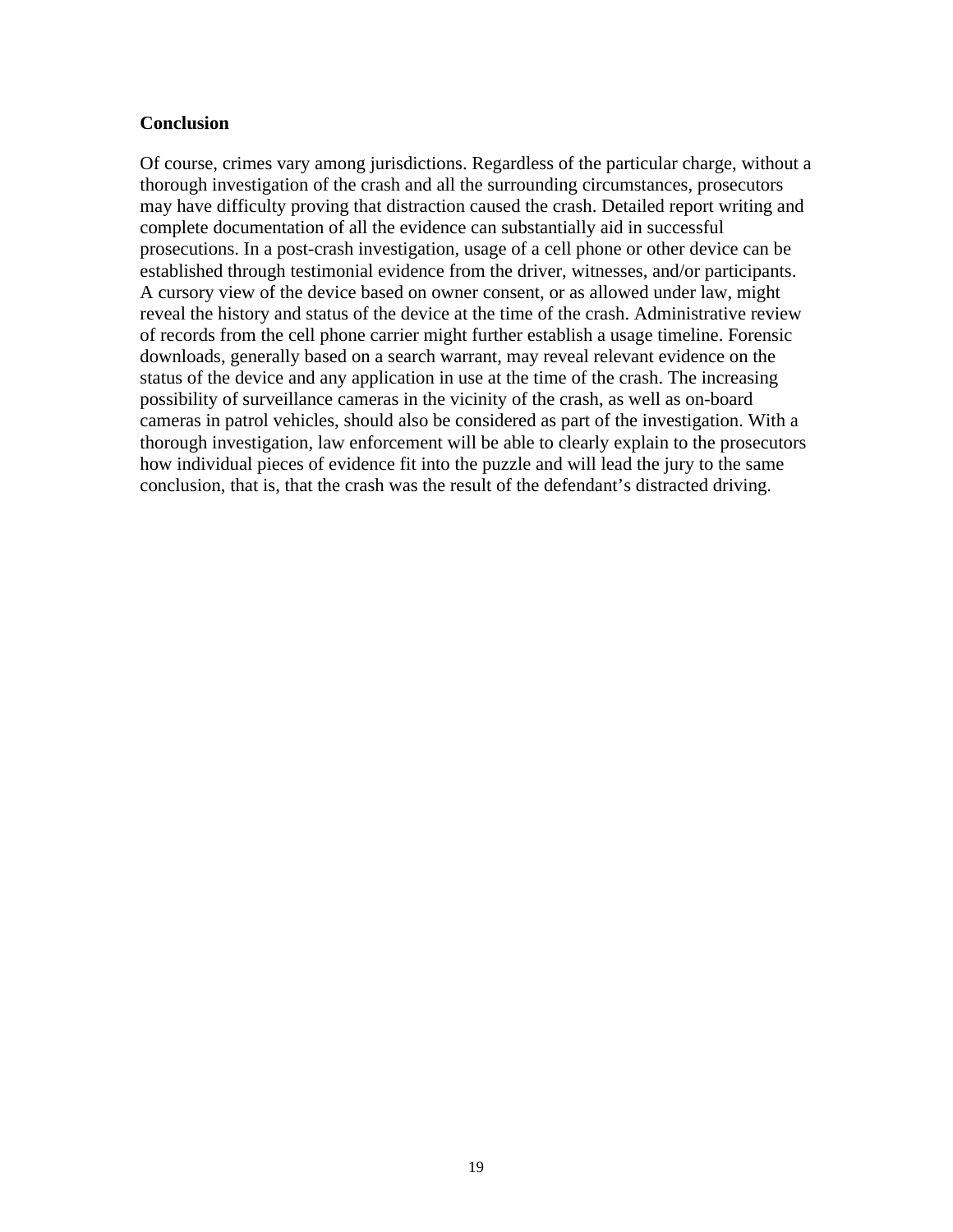## Conclusion

Of course, crimes vary among jurisdictions. Regardless of the particular charge, without a thorough investigation of the crash and all the surrounding circumstances, prosecutors may have difficulty proving that distraction caused the crash. Detailed report writing and complete documentation of all the evidence can substantially aid in successful prosecutions. In a post-crash investigation, usage of a cell phone or other device can be established through testimonial evidence from the driver, witnesses, and/or participants. A cursory view of the device based on owner consent, or as allowed under law, might reveal the history and status of the device at the time of the crash. Administrative review of records from the cell phone carrier might further establish a usage timeline. Forensic downloads, generally based on a search warrant, may reveal relevant evidence on the status of the device and any application in use at the time of the crash. The increasing possibility of surveillance cameras in the vicinity of the crash, as well as on-board cameras in patrol vehicles, should also be considered as part of the investigation. With a thorough investigation, law enforcement will be able to clearly explain to the prosecutors how individual pieces of evidence fit into the puzzle and will lead the jury to the same conclusion, that is, that the crash was the result of the defendant's distracted driving.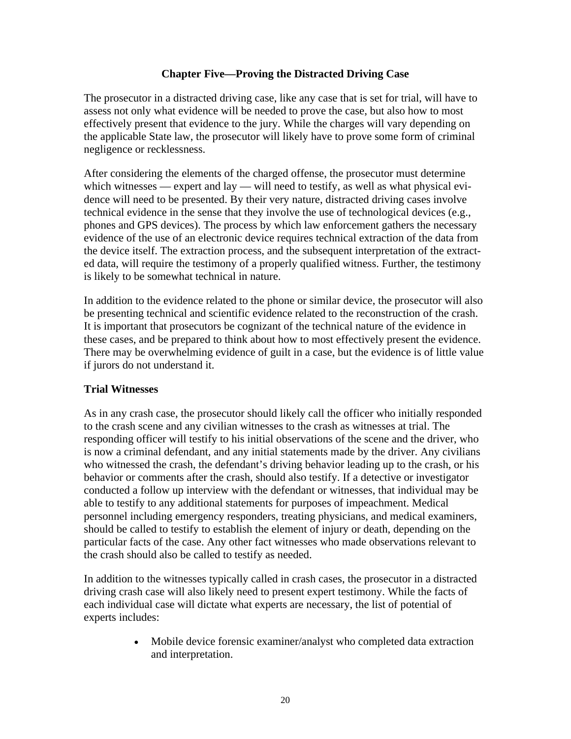## Chapter Five—Proving the Distracted Driving Case

The prosecutor in a distracted driving case, like any case that is set for trial, will have to assess not only what evidence will be needed to prove the case, but also how to most effectively present that evidence to the jury. While the charges will vary depending on the applicable State law, the prosecutor will likely have to prove some form of criminal negligence or recklessness.

After considering the elements of the charged offense, the prosecutor must determine which witnesses — expert and lay — will need to testify, as well as what physical evidence will need to be presented. By their very nature, distracted driving cases involve technical evidence in the sense that they involve the use of technological devices (e.g., phones and GPS devices). The process by which law enforcement gathers the necessary evidence of the use of an electronic device requires technical extraction of the data from the device itself. The extraction process, and the subsequent interpretation of the extracted data, will require the testimony of a properly qualified witness. Further, the testimony is likely to be somewhat technical in nature.

In addition to the evidence related to the phone or similar device, the prosecutor will also be presenting technical and scientific evidence related to the reconstruction of the crash. It is important that prosecutors be cognizant of the technical nature of the evidence in these cases, and be prepared to think about how to most effectively present the evidence. There may be overwhelming evidence of guilt in a case, but the evidence is of little value if jurors do not understand it.

### Trial Witnesses

As in any crash case, the prosecutor should likely call the officer who initially responded to the crash scene and any civilian witnesses to the crash as witnesses at trial. The responding officer will testify to his initial observations of the scene and the driver, who is now a criminal defendant, and any initial statements made by the driver. Any civilians who witnessed the crash, the defendant's driving behavior leading up to the crash, or his behavior or comments after the crash, should also testify. If a detective or investigator conducted a follow up interview with the defendant or witnesses, that individual may be able to testify to any additional statements for purposes of impeachment. Medical personnel including emergency responders, treating physicians, and medical examiners, should be called to testify to establish the element of injury or death, depending on the particular facts of the case. Any other fact witnesses who made observations relevant to the crash should also be called to testify as needed.

In addition to the witnesses typically called in crash cases, the prosecutor in a distracted driving crash case will also likely need to present expert testimony. While the facts of each individual case will dictate what experts are necessary, the list of potential of experts includes:

- Mobile device forensic examiner/analyst who completed data extraction and interpretation.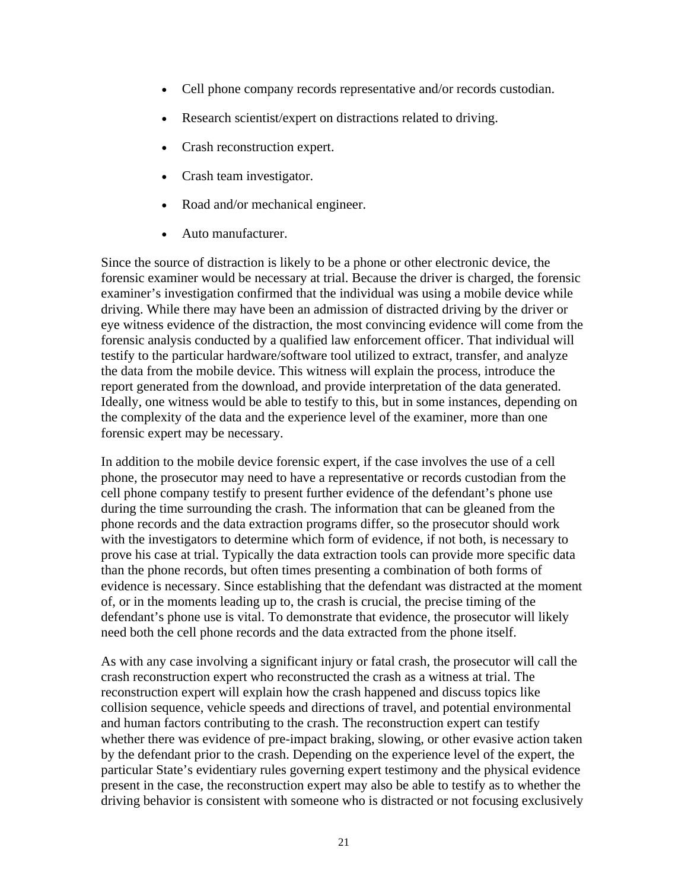- Cell phone company records representative and/or records custodian.
- Research scientist/expert on distractions related to driving.
- Crash reconstruction expert.
- Crash team investigator.
- Road and/or mechanical engineer.
- Auto manufacturer.

Since the source of distraction is likely to be a phone or other electronic device, the forensic examiner would be necessary at trial. Because the driver is charged, the forensic examiner's investigation confirmed that the individual was using a mobile device while driving. While there may have been an admission of distracted driving by the driver or eye witness evidence of the distraction, the most convincing evidence will come from the forensic analysis conducted by a qualified law enforcement officer. That individual will testify to the particular hardware/software tool utilized to extract, transfer, and analyze the data from the mobile device. This witness will explain the process, introduce the report generated from the download, and provide interpretation of the data generated. Ideally, one witness would be able to testify to this, but in some instances, depending on the complexity of the data and the experience level of the examiner, more than one forensic expert may be necessary.

In addition to the mobile device forensic expert, if the case involves the use of a cell phone, the prosecutor may need to have a representative or records custodian from the cell phone company testify to present further evidence of the defendant's phone use during the time surrounding the crash. The information that can be gleaned from the phone records and the data extraction programs differ, so the prosecutor should work with the investigators to determine which form of evidence, if not both, is necessary to prove his case at trial. Typically the data extraction tools can provide more specific data than the phone records, but often times presenting a combination of both forms of evidence is necessary. Since establishing that the defendant was distracted at the moment of, or in the moments leading up to, the crash is crucial, the precise timing of the defendant's phone use is vital. To demonstrate that evidence, the prosecutor will likely need both the cell phone records and the data extracted from the phone itself.

As with any case involving a significant injury or fatal crash, the prosecutor will call the crash reconstruction expert who reconstructed the crash as a witness at trial. The reconstruction expert will explain how the crash happened and discuss topics like collision sequence, vehicle speeds and directions of travel, and potential environmental and human factors contributing to the crash. The reconstruction expert can testify whether there was evidence of pre-impact braking, slowing, or other evasive action taken by the defendant prior to the crash. Depending on the experience level of the expert, the particular State's evidentiary rules governing expert testimony and the physical evidence present in the case, the reconstruction expert may also be able to testify as to whether the driving behavior is consistent with someone who is distracted or not focusing exclusively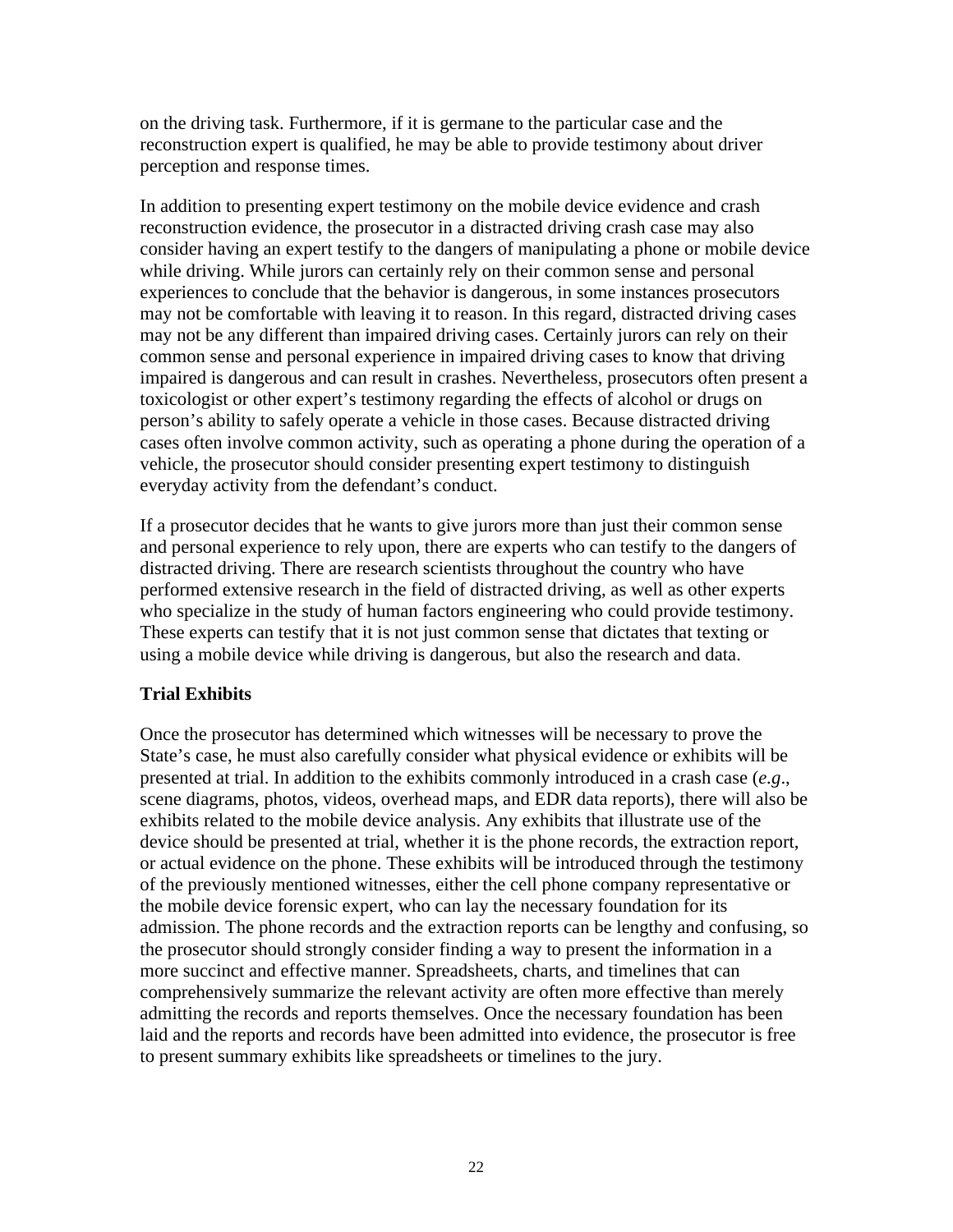on the driving task. Furthermore, if it is germane to the particular case and the reconstruction expert is qualified, he may be able to provide testimony about driver perception and response times.

In addition to presenting expert testimony on the mobile device evidence and crash reconstruction evidence, the prosecutor in a distracted driving crash case may also consider having an expert testify to the dangers of manipulating a phone or mobile device while driving. While jurors can certainly rely on their common sense and personal experiences to conclude that the behavior is dangerous, in some instances prosecutors may not be comfortable with leaving it to reason. In this regard, distracted driving cases may not be any different than impaired driving cases. Certainly jurors can rely on their common sense and personal experience in impaired driving cases to know that driving impaired is dangerous and can result in crashes. Nevertheless, prosecutors often present a toxicologist or other expert's testimony regarding the effects of alcohol or drugs on person's ability to safely operate a vehicle in those cases. Because distracted driving cases often involve common activity, such as operating a phone during the operation of a vehicle, the prosecutor should consider presenting expert testimony to distinguish everyday activity from the defendant's conduct.

If a prosecutor decides that he wants to give jurors more than just their common sense and personal experience to rely upon, there are experts who can testify to the dangers of distracted driving. There are research scientists throughout the country who have performed extensive research in the field of distracted driving, as well as other experts who specialize in the study of human factors engineering who could provide testimony. These experts can testify that it is not just common sense that dictates that texting or using a mobile device while driving is dangerous, but also the research and data.

**Trial Exhibits**

Once the prosecutor has determined which witnesses will be necessary to prove the State's case, he must also carefully consider what physical evidence or exhibits will be presented at trial. In addition to the exhibits commonly introduced in a crash case (*e.g*., scene diagrams, photos, videos, overhead maps, and EDR data reports), there will also be exhibits related to the mobile device analysis. Any exhibits that illustrate use of the device should be presented at trial, whether it is the phone records, the extraction report, or actual evidence on the phone. These exhibits will be introduced through the testimony of the previously mentioned witnesses, either the cell phone company representative or the mobile device forensic expert, who can lay the necessary foundation for its admission. The phone records and the extraction reports can be lengthy and confusing, so the prosecutor should strongly consider finding a way to present the information in a more succinct and effective manner. Spreadsheets, charts, and timelines that can comprehensively summarize the relevant activity are often more effective than merely admitting the records and reports themselves. Once the necessary foundation has been laid and the reports and records have been admitted into evidence, the prosecutor is free to present summary exhibits like spreadsheets or timelines to the jury.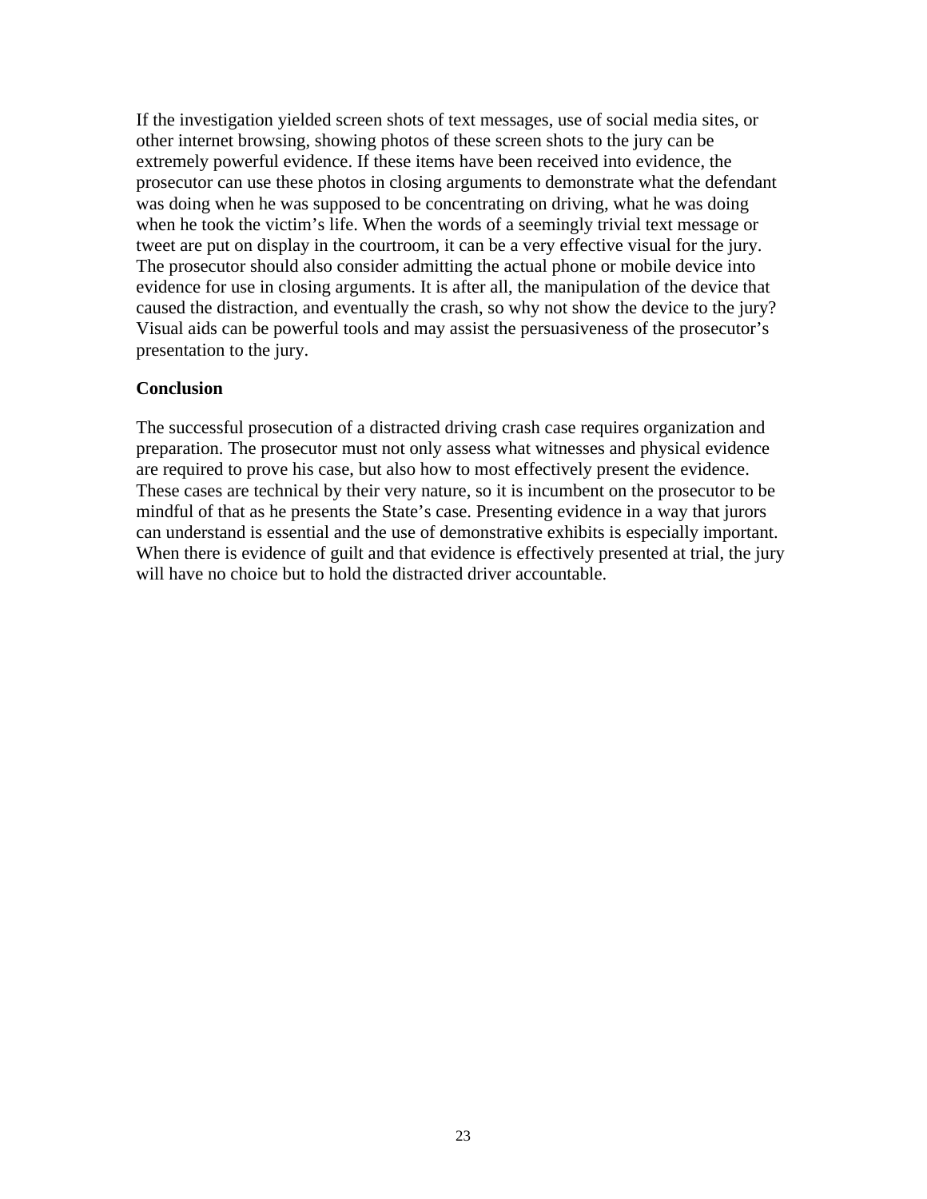If the investigation yielded screen shots of text messages, use of social media sites, or other internet browsing, showing photos of these screen shots to the jury can be extremely powerful evidence. If these items have been received into evidence, the prosecutor can use these photos in closing arguments to demonstrate what the defendant was doing when he was supposed to be concentrating on driving, what he was doing when he took the victim's life. When the words of a seemingly trivial text message or tweet are put on display in the courtroom, it can be a very effective visual for the jury. The prosecutor should also consider admitting the actual phone or mobile device into evidence for use in closing arguments. It is after all, the manipulation of the device that caused the distraction, and eventually the crash, so why not show the device to the jury? Visual aids can be powerful tools and may assist the persuasiveness of the prosecutor's presentation to the jury.

**Conclusion**

The successful prosecution of a distracted driving crash case requires organization and preparation. The prosecutor must not only assess what witnesses and physical evidence are required to prove his case, but also how to most effectively present the evidence. These cases are technical by their very nature, so it is incumbent on the prosecutor to be mindful of that as he presents the State's case. Presenting evidence in a way that jurors can understand is essential and the use of demonstrative exhibits is especially important. When there is evidence of guilt and that evidence is effectively presented at trial, the jury will have no choice but to hold the distracted driver accountable.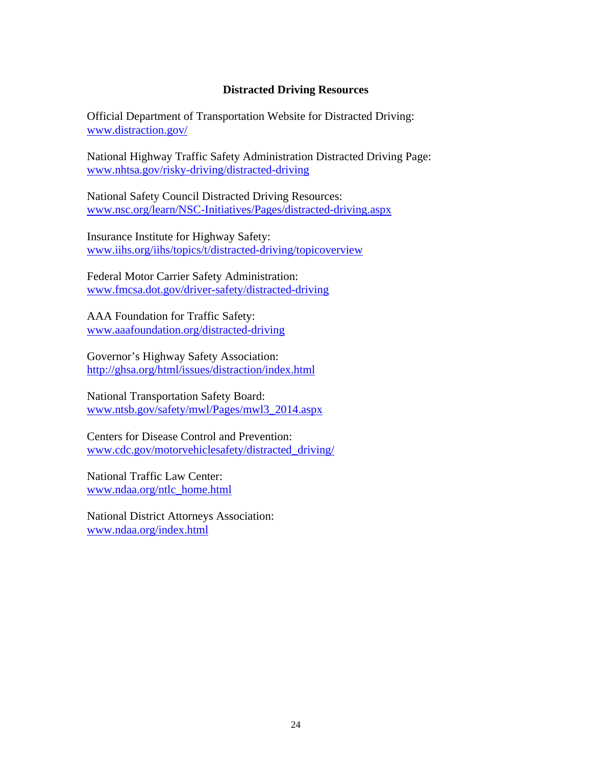## Distracted Driving Resources

Official Department of Transportation Website for Distracted Driving:
www.distraction.gov/

National Highway Traffic Safety Administration Distracted Driving Page:
www.nhtsa.gov/risky-driving/distracted-driving

National Safety Council Distracted Driving Resources:
www.nsc.org/learn/NSC-Initiatives/Pages/distracted-driving.aspx

Insurance Institute for Highway Safety:
www.iihs.org/iihs/topics/t/distracted-driving/topicoverview

Federal Motor Carrier Safety Administration:
www.fmcsa.dot.gov/driver-safety/distracted-driving

AAA Foundation for Traffic Safety:
www.aaafoundation.org/distracted-driving

Governor's Highway Safety Association:
http://ghsa.org/html/issues/distraction/index.html

National Transportation Safety Board:
www.ntsb.gov/safety/mwl/Pages/mwl3_2014.aspx

Centers for Disease Control and Prevention:
www.cdc.gov/motorvehiclesafety/distracted_driving/

National Traffic Law Center:
www.ndaa.org/ntlc_home.html

National District Attorneys Association:
www.ndaa.org/index.html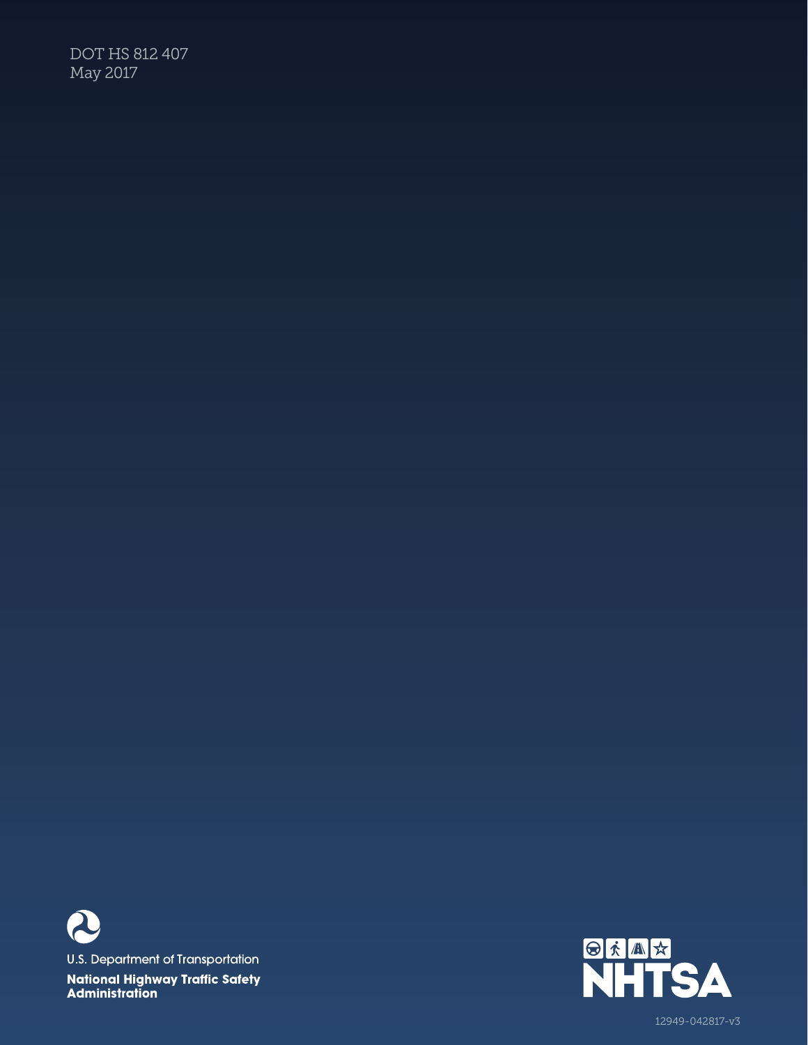DOT HS 812 407
May 2017

U.S. Department of Transportation

**National Highway Traffic Safety Administration**

NHTSA

12949-042817-v3